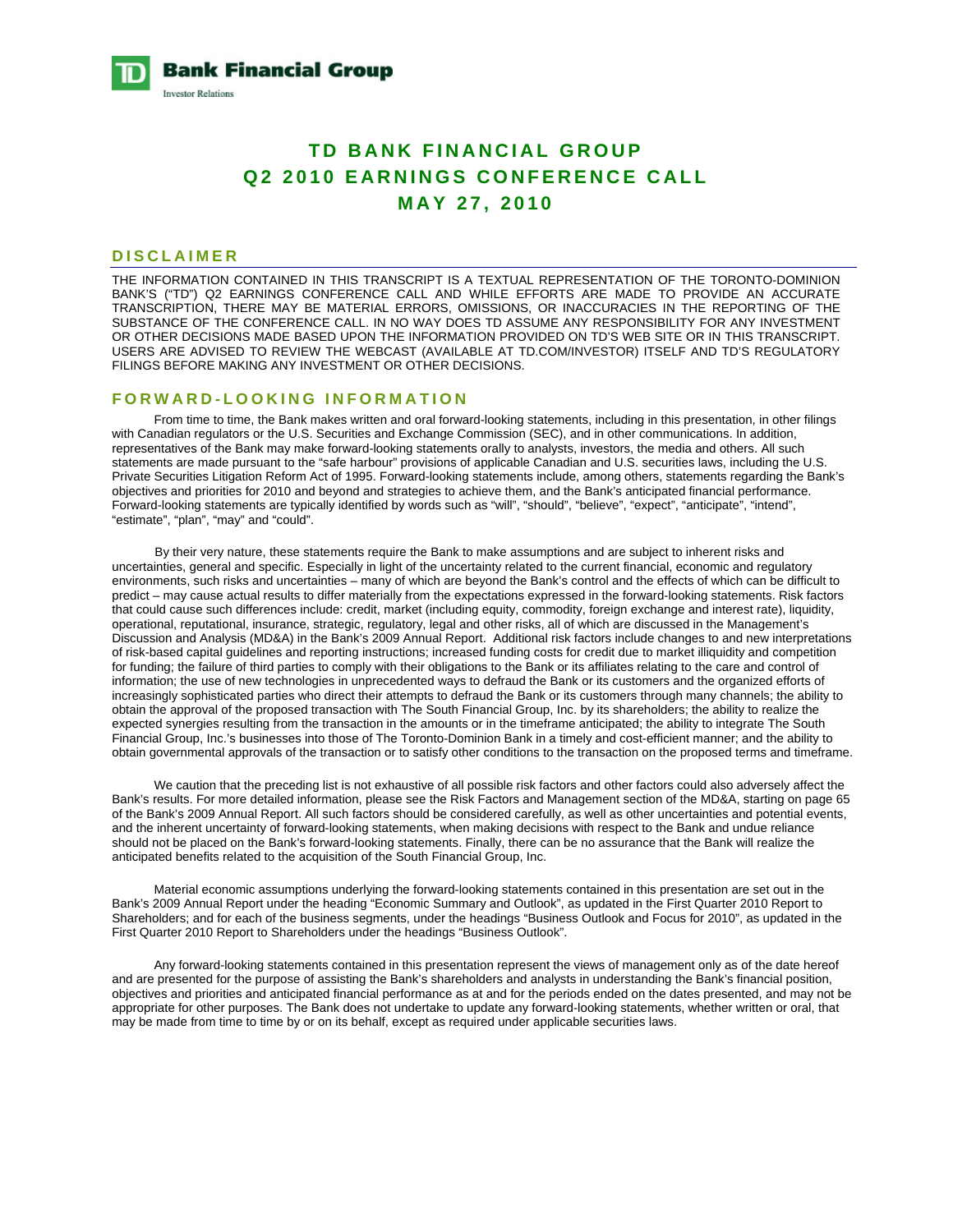**TD Bank Financial Group**
Investor Relations

# TD BANK FINANCIAL GROUP
# Q2 2010 EARNINGS CONFERENCE CALL
# MAY 27, 2010

## DISCLAIMER

THE INFORMATION CONTAINED IN THIS TRANSCRIPT IS A TEXTUAL REPRESENTATION OF THE TORONTO-DOMINION BANK'S ("TD") Q2 EARNINGS CONFERENCE CALL AND WHILE EFFORTS ARE MADE TO PROVIDE AN ACCURATE TRANSCRIPTION, THERE MAY BE MATERIAL ERRORS, OMISSIONS, OR INACCURACIES IN THE REPORTING OF THE SUBSTANCE OF THE CONFERENCE CALL. IN NO WAY DOES TD ASSUME ANY RESPONSIBILITY FOR ANY INVESTMENT OR OTHER DECISIONS MADE BASED UPON THE INFORMATION PROVIDED ON TD'S WEB SITE OR IN THIS TRANSCRIPT. USERS ARE ADVISED TO REVIEW THE WEBCAST (AVAILABLE AT TD.COM/INVESTOR) ITSELF AND TD'S REGULATORY FILINGS BEFORE MAKING ANY INVESTMENT OR OTHER DECISIONS.

## FORWARD-LOOKING INFORMATION

From time to time, the Bank makes written and oral forward-looking statements, including in this presentation, in other filings with Canadian regulators or the U.S. Securities and Exchange Commission (SEC), and in other communications. In addition, representatives of the Bank may make forward-looking statements orally to analysts, investors, the media and others. All such statements are made pursuant to the "safe harbour" provisions of applicable Canadian and U.S. securities laws, including the U.S. Private Securities Litigation Reform Act of 1995. Forward-looking statements include, among others, statements regarding the Bank's objectives and priorities for 2010 and beyond and strategies to achieve them, and the Bank's anticipated financial performance. Forward-looking statements are typically identified by words such as "will", "should", "believe", "expect", "anticipate", "intend", "estimate", "plan", "may" and "could".

By their very nature, these statements require the Bank to make assumptions and are subject to inherent risks and uncertainties, general and specific. Especially in light of the uncertainty related to the current financial, economic and regulatory environments, such risks and uncertainties – many of which are beyond the Bank's control and the effects of which can be difficult to predict – may cause actual results to differ materially from the expectations expressed in the forward-looking statements. Risk factors that could cause such differences include: credit, market (including equity, commodity, foreign exchange and interest rate), liquidity, operational, reputational, insurance, strategic, regulatory, legal and other risks, all of which are discussed in the Management's Discussion and Analysis (MD&A) in the Bank's 2009 Annual Report. Additional risk factors include changes to and new interpretations of risk-based capital guidelines and reporting instructions; increased funding costs for credit due to market illiquidity and competition for funding; the failure of third parties to comply with their obligations to the Bank or its affiliates relating to the care and control of information; the use of new technologies in unprecedented ways to defraud the Bank or its customers and the organized efforts of increasingly sophisticated parties who direct their attempts to defraud the Bank or its customers through many channels; the ability to obtain the approval of the proposed transaction with The South Financial Group, Inc. by its shareholders; the ability to realize the expected synergies resulting from the transaction in the amounts or in the timeframe anticipated; the ability to integrate The South Financial Group, Inc.'s businesses into those of The Toronto-Dominion Bank in a timely and cost-efficient manner; and the ability to obtain governmental approvals of the transaction or to satisfy other conditions to the transaction on the proposed terms and timeframe.

We caution that the preceding list is not exhaustive of all possible risk factors and other factors could also adversely affect the Bank's results. For more detailed information, please see the Risk Factors and Management section of the MD&A, starting on page 65 of the Bank's 2009 Annual Report. All such factors should be considered carefully, as well as other uncertainties and potential events, and the inherent uncertainty of forward-looking statements, when making decisions with respect to the Bank and undue reliance should not be placed on the Bank's forward-looking statements. Finally, there can be no assurance that the Bank will realize the anticipated benefits related to the acquisition of the South Financial Group, Inc.

Material economic assumptions underlying the forward-looking statements contained in this presentation are set out in the Bank's 2009 Annual Report under the heading "Economic Summary and Outlook", as updated in the First Quarter 2010 Report to Shareholders; and for each of the business segments, under the headings "Business Outlook and Focus for 2010", as updated in the First Quarter 2010 Report to Shareholders under the headings "Business Outlook".

Any forward-looking statements contained in this presentation represent the views of management only as of the date hereof and are presented for the purpose of assisting the Bank's shareholders and analysts in understanding the Bank's financial position, objectives and priorities and anticipated financial performance as at and for the periods ended on the dates presented, and may not be appropriate for other purposes. The Bank does not undertake to update any forward-looking statements, whether written or oral, that may be made from time to time by or on its behalf, except as required under applicable securities laws.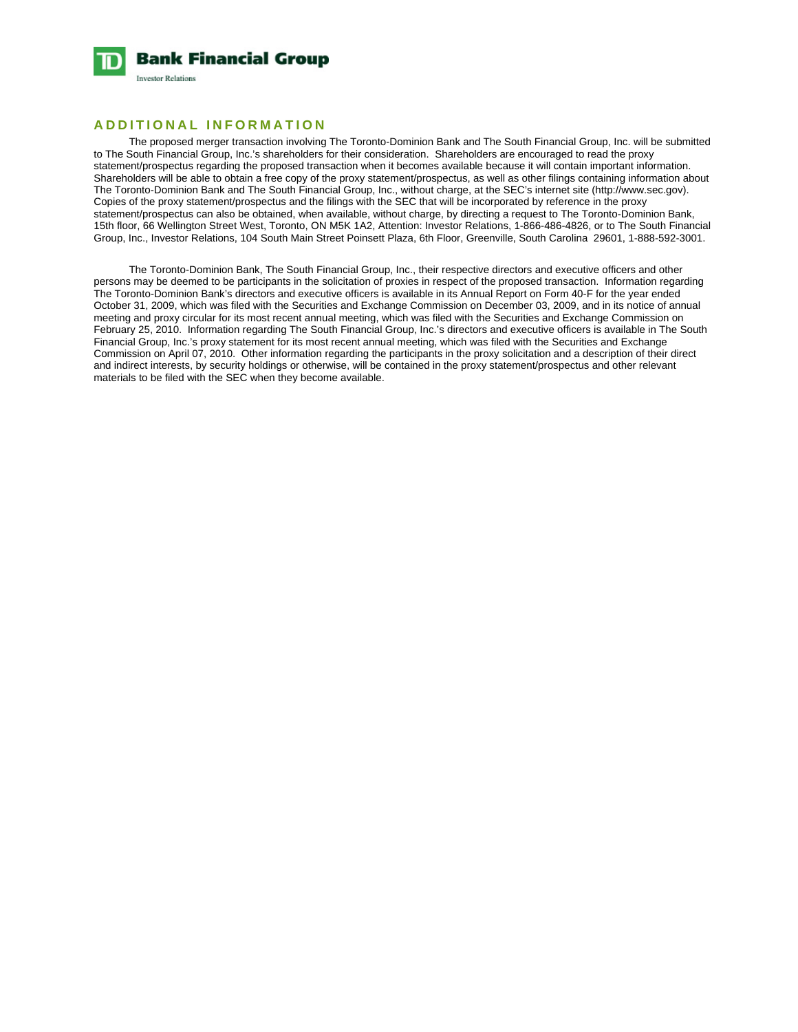## ADDITIONAL INFORMATION

The proposed merger transaction involving The Toronto-Dominion Bank and The South Financial Group, Inc. will be submitted to The South Financial Group, Inc.'s shareholders for their consideration. Shareholders are encouraged to read the proxy statement/prospectus regarding the proposed transaction when it becomes available because it will contain important information. Shareholders will be able to obtain a free copy of the proxy statement/prospectus, as well as other filings containing information about The Toronto-Dominion Bank and The South Financial Group, Inc., without charge, at the SEC's internet site (http://www.sec.gov). Copies of the proxy statement/prospectus and the filings with the SEC that will be incorporated by reference in the proxy statement/prospectus can also be obtained, when available, without charge, by directing a request to The Toronto-Dominion Bank, 15th floor, 66 Wellington Street West, Toronto, ON M5K 1A2, Attention: Investor Relations, 1-866-486-4826, or to The South Financial Group, Inc., Investor Relations, 104 South Main Street Poinsett Plaza, 6th Floor, Greenville, South Carolina 29601, 1-888-592-3001.

The Toronto-Dominion Bank, The South Financial Group, Inc., their respective directors and executive officers and other persons may be deemed to be participants in the solicitation of proxies in respect of the proposed transaction. Information regarding The Toronto-Dominion Bank's directors and executive officers is available in its Annual Report on Form 40-F for the year ended October 31, 2009, which was filed with the Securities and Exchange Commission on December 03, 2009, and in its notice of annual meeting and proxy circular for its most recent annual meeting, which was filed with the Securities and Exchange Commission on February 25, 2010. Information regarding The South Financial Group, Inc.'s directors and executive officers is available in The South Financial Group, Inc.'s proxy statement for its most recent annual meeting, which was filed with the Securities and Exchange Commission on April 07, 2010. Other information regarding the participants in the proxy solicitation and a description of their direct and indirect interests, by security holdings or otherwise, will be contained in the proxy statement/prospectus and other relevant materials to be filed with the SEC when they become available.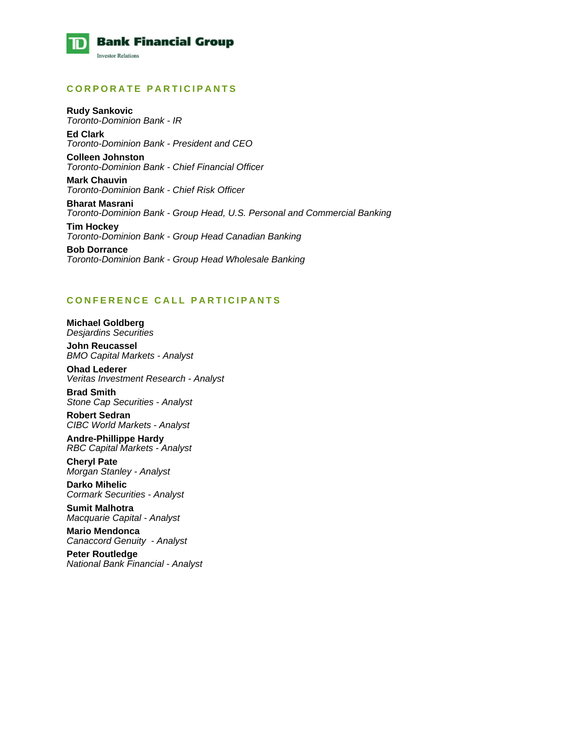## CORPORATE PARTICIPANTS

**Rudy Sankovic**
*Toronto-Dominion Bank - IR*

**Ed Clark**
*Toronto-Dominion Bank - President and CEO*

**Colleen Johnston**
*Toronto-Dominion Bank - Chief Financial Officer*

**Mark Chauvin**
*Toronto-Dominion Bank - Chief Risk Officer*

**Bharat Masrani**
*Toronto-Dominion Bank - Group Head, U.S. Personal and Commercial Banking*

**Tim Hockey**
*Toronto-Dominion Bank - Group Head Canadian Banking*

**Bob Dorrance**
*Toronto-Dominion Bank - Group Head Wholesale Banking*

## CONFERENCE CALL PARTICIPANTS

**Michael Goldberg**
*Desjardins Securities*

**John Reucassel**
*BMO Capital Markets - Analyst*

**Ohad Lederer**
*Veritas Investment Research - Analyst*

**Brad Smith**
*Stone Cap Securities - Analyst*

**Robert Sedran**
*CIBC World Markets - Analyst*

**Andre-Phillippe Hardy**
*RBC Capital Markets - Analyst*

**Cheryl Pate**
*Morgan Stanley - Analyst*

**Darko Mihelic**
*Cormark Securities - Analyst*

**Sumit Malhotra**
*Macquarie Capital - Analyst*

**Mario Mendonca**
*Canaccord Genuity - Analyst*

**Peter Routledge**
*National Bank Financial - Analyst*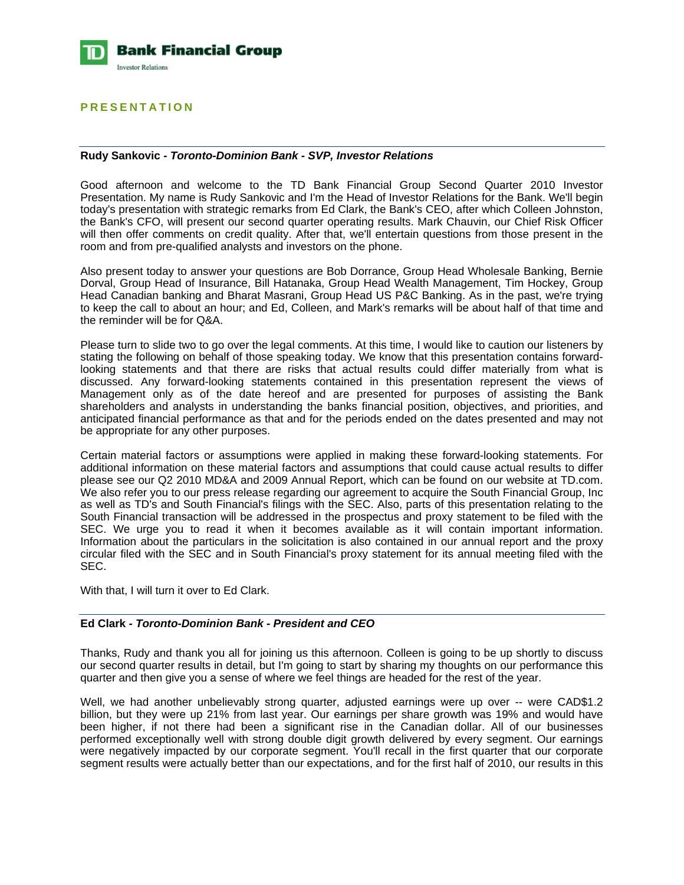## PRESENTATION

---

**Rudy Sankovic - *Toronto-Dominion Bank - SVP, Investor Relations***

Good afternoon and welcome to the TD Bank Financial Group Second Quarter 2010 Investor Presentation. My name is Rudy Sankovic and I'm the Head of Investor Relations for the Bank. We'll begin today's presentation with strategic remarks from Ed Clark, the Bank's CEO, after which Colleen Johnston, the Bank's CFO, will present our second quarter operating results. Mark Chauvin, our Chief Risk Officer will then offer comments on credit quality. After that, we'll entertain questions from those present in the room and from pre-qualified analysts and investors on the phone.

Also present today to answer your questions are Bob Dorrance, Group Head Wholesale Banking, Bernie Dorval, Group Head of Insurance, Bill Hatanaka, Group Head Wealth Management, Tim Hockey, Group Head Canadian banking and Bharat Masrani, Group Head US P&C Banking. As in the past, we're trying to keep the call to about an hour; and Ed, Colleen, and Mark's remarks will be about half of that time and the reminder will be for Q&A.

Please turn to slide two to go over the legal comments. At this time, I would like to caution our listeners by stating the following on behalf of those speaking today. We know that this presentation contains forward-looking statements and that there are risks that actual results could differ materially from what is discussed. Any forward-looking statements contained in this presentation represent the views of Management only as of the date hereof and are presented for purposes of assisting the Bank shareholders and analysts in understanding the banks financial position, objectives, and priorities, and anticipated financial performance as that and for the periods ended on the dates presented and may not be appropriate for any other purposes.

Certain material factors or assumptions were applied in making these forward-looking statements. For additional information on these material factors and assumptions that could cause actual results to differ please see our Q2 2010 MD&A and 2009 Annual Report, which can be found on our website at TD.com. We also refer you to our press release regarding our agreement to acquire the South Financial Group, Inc as well as TD's and South Financial's filings with the SEC. Also, parts of this presentation relating to the South Financial transaction will be addressed in the prospectus and proxy statement to be filed with the SEC. We urge you to read it when it becomes available as it will contain important information. Information about the particulars in the solicitation is also contained in our annual report and the proxy circular filed with the SEC and in South Financial's proxy statement for its annual meeting filed with the SEC.

With that, I will turn it over to Ed Clark.

---

**Ed Clark - *Toronto-Dominion Bank - President and CEO***

Thanks, Rudy and thank you all for joining us this afternoon. Colleen is going to be up shortly to discuss our second quarter results in detail, but I'm going to start by sharing my thoughts on our performance this quarter and then give you a sense of where we feel things are headed for the rest of the year.

Well, we had another unbelievably strong quarter, adjusted earnings were up over -- were CAD$1.2 billion, but they were up 21% from last year. Our earnings per share growth was 19% and would have been higher, if not there had been a significant rise in the Canadian dollar. All of our businesses performed exceptionally well with strong double digit growth delivered by every segment. Our earnings were negatively impacted by our corporate segment. You'll recall in the first quarter that our corporate segment results were actually better than our expectations, and for the first half of 2010, our results in this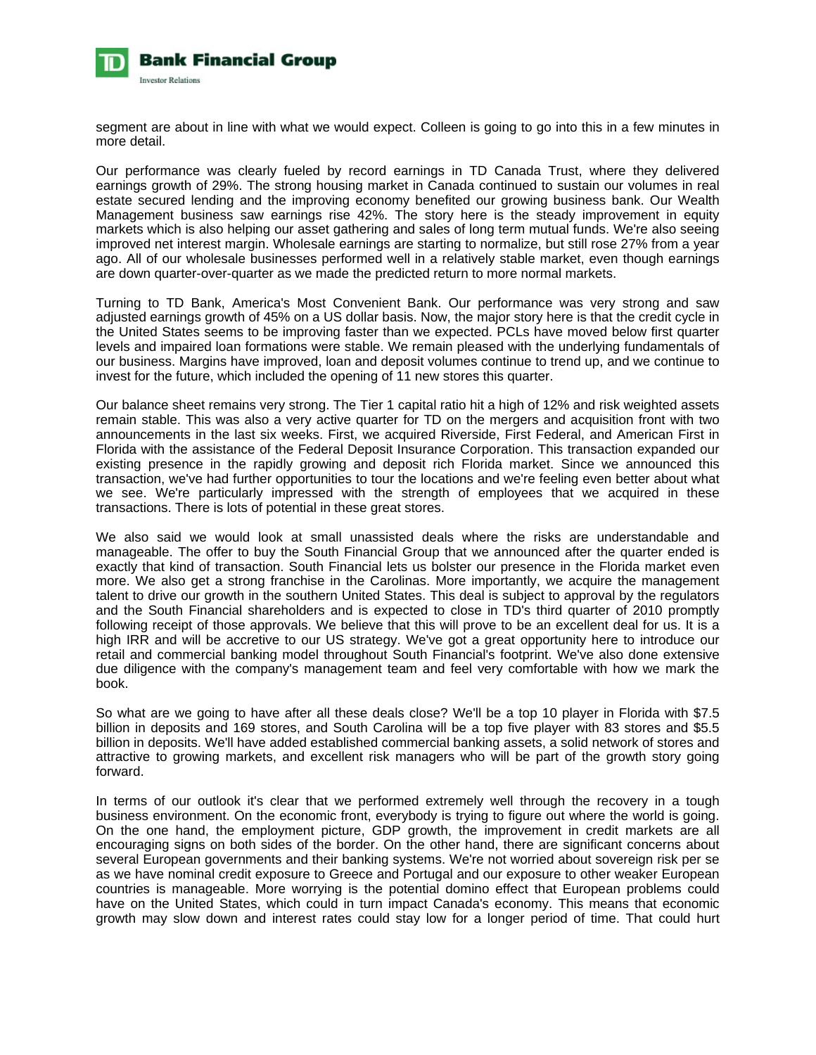segment are about in line with what we would expect. Colleen is going to go into this in a few minutes in more detail.

Our performance was clearly fueled by record earnings in TD Canada Trust, where they delivered earnings growth of 29%. The strong housing market in Canada continued to sustain our volumes in real estate secured lending and the improving economy benefited our growing business bank. Our Wealth Management business saw earnings rise 42%. The story here is the steady improvement in equity markets which is also helping our asset gathering and sales of long term mutual funds. We're also seeing improved net interest margin. Wholesale earnings are starting to normalize, but still rose 27% from a year ago. All of our wholesale businesses performed well in a relatively stable market, even though earnings are down quarter-over-quarter as we made the predicted return to more normal markets.

Turning to TD Bank, America's Most Convenient Bank. Our performance was very strong and saw adjusted earnings growth of 45% on a US dollar basis. Now, the major story here is that the credit cycle in the United States seems to be improving faster than we expected. PCLs have moved below first quarter levels and impaired loan formations were stable. We remain pleased with the underlying fundamentals of our business. Margins have improved, loan and deposit volumes continue to trend up, and we continue to invest for the future, which included the opening of 11 new stores this quarter.

Our balance sheet remains very strong. The Tier 1 capital ratio hit a high of 12% and risk weighted assets remain stable. This was also a very active quarter for TD on the mergers and acquisition front with two announcements in the last six weeks. First, we acquired Riverside, First Federal, and American First in Florida with the assistance of the Federal Deposit Insurance Corporation. This transaction expanded our existing presence in the rapidly growing and deposit rich Florida market. Since we announced this transaction, we've had further opportunities to tour the locations and we're feeling even better about what we see. We're particularly impressed with the strength of employees that we acquired in these transactions. There is lots of potential in these great stores.

We also said we would look at small unassisted deals where the risks are understandable and manageable. The offer to buy the South Financial Group that we announced after the quarter ended is exactly that kind of transaction. South Financial lets us bolster our presence in the Florida market even more. We also get a strong franchise in the Carolinas. More importantly, we acquire the management talent to drive our growth in the southern United States. This deal is subject to approval by the regulators and the South Financial shareholders and is expected to close in TD's third quarter of 2010 promptly following receipt of those approvals. We believe that this will prove to be an excellent deal for us. It is a high IRR and will be accretive to our US strategy. We've got a great opportunity here to introduce our retail and commercial banking model throughout South Financial's footprint. We've also done extensive due diligence with the company's management team and feel very comfortable with how we mark the book.

So what are we going to have after all these deals close? We'll be a top 10 player in Florida with $7.5 billion in deposits and 169 stores, and South Carolina will be a top five player with 83 stores and $5.5 billion in deposits. We'll have added established commercial banking assets, a solid network of stores and attractive to growing markets, and excellent risk managers who will be part of the growth story going forward.

In terms of our outlook it's clear that we performed extremely well through the recovery in a tough business environment. On the economic front, everybody is trying to figure out where the world is going. On the one hand, the employment picture, GDP growth, the improvement in credit markets are all encouraging signs on both sides of the border. On the other hand, there are significant concerns about several European governments and their banking systems. We're not worried about sovereign risk per se as we have nominal credit exposure to Greece and Portugal and our exposure to other weaker European countries is manageable. More worrying is the potential domino effect that European problems could have on the United States, which could in turn impact Canada's economy. This means that economic growth may slow down and interest rates could stay low for a longer period of time. That could hurt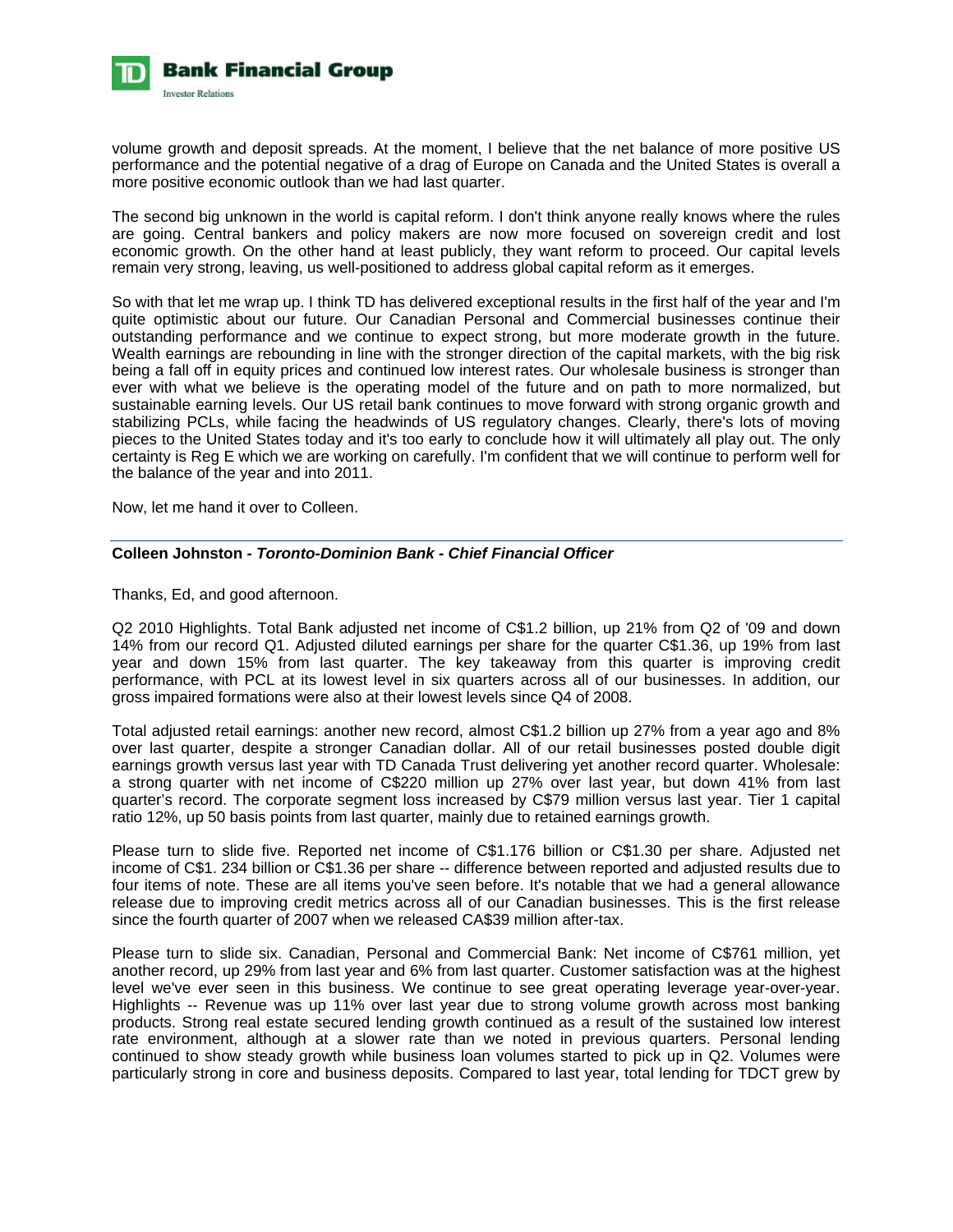volume growth and deposit spreads. At the moment, I believe that the net balance of more positive US performance and the potential negative of a drag of Europe on Canada and the United States is overall a more positive economic outlook than we had last quarter.

The second big unknown in the world is capital reform. I don't think anyone really knows where the rules are going. Central bankers and policy makers are now more focused on sovereign credit and lost economic growth. On the other hand at least publicly, they want reform to proceed. Our capital levels remain very strong, leaving, us well-positioned to address global capital reform as it emerges.

So with that let me wrap up. I think TD has delivered exceptional results in the first half of the year and I'm quite optimistic about our future. Our Canadian Personal and Commercial businesses continue their outstanding performance and we continue to expect strong, but more moderate growth in the future. Wealth earnings are rebounding in line with the stronger direction of the capital markets, with the big risk being a fall off in equity prices and continued low interest rates. Our wholesale business is stronger than ever with what we believe is the operating model of the future and on path to more normalized, but sustainable earning levels. Our US retail bank continues to move forward with strong organic growth and stabilizing PCLs, while facing the headwinds of US regulatory changes. Clearly, there's lots of moving pieces to the United States today and it's too early to conclude how it will ultimately all play out. The only certainty is Reg E which we are working on carefully. I'm confident that we will continue to perform well for the balance of the year and into 2011.

Now, let me hand it over to Colleen.

---

**Colleen Johnston -** ***Toronto-Dominion Bank - Chief Financial Officer***

Thanks, Ed, and good afternoon.

Q2 2010 Highlights. Total Bank adjusted net income of C$1.2 billion, up 21% from Q2 of '09 and down 14% from our record Q1. Adjusted diluted earnings per share for the quarter C$1.36, up 19% from last year and down 15% from last quarter. The key takeaway from this quarter is improving credit performance, with PCL at its lowest level in six quarters across all of our businesses. In addition, our gross impaired formations were also at their lowest levels since Q4 of 2008.

Total adjusted retail earnings: another new record, almost C$1.2 billion up 27% from a year ago and 8% over last quarter, despite a stronger Canadian dollar. All of our retail businesses posted double digit earnings growth versus last year with TD Canada Trust delivering yet another record quarter. Wholesale: a strong quarter with net income of C$220 million up 27% over last year, but down 41% from last quarter's record. The corporate segment loss increased by C$79 million versus last year. Tier 1 capital ratio 12%, up 50 basis points from last quarter, mainly due to retained earnings growth.

Please turn to slide five. Reported net income of C$1.176 billion or C$1.30 per share. Adjusted net income of C$1. 234 billion or C$1.36 per share -- difference between reported and adjusted results due to four items of note. These are all items you've seen before. It's notable that we had a general allowance release due to improving credit metrics across all of our Canadian businesses. This is the first release since the fourth quarter of 2007 when we released CA$39 million after-tax.

Please turn to slide six. Canadian, Personal and Commercial Bank: Net income of C$761 million, yet another record, up 29% from last year and 6% from last quarter. Customer satisfaction was at the highest level we've ever seen in this business. We continue to see great operating leverage year-over-year. Highlights -- Revenue was up 11% over last year due to strong volume growth across most banking products. Strong real estate secured lending growth continued as a result of the sustained low interest rate environment, although at a slower rate than we noted in previous quarters. Personal lending continued to show steady growth while business loan volumes started to pick up in Q2. Volumes were particularly strong in core and business deposits. Compared to last year, total lending for TDCT grew by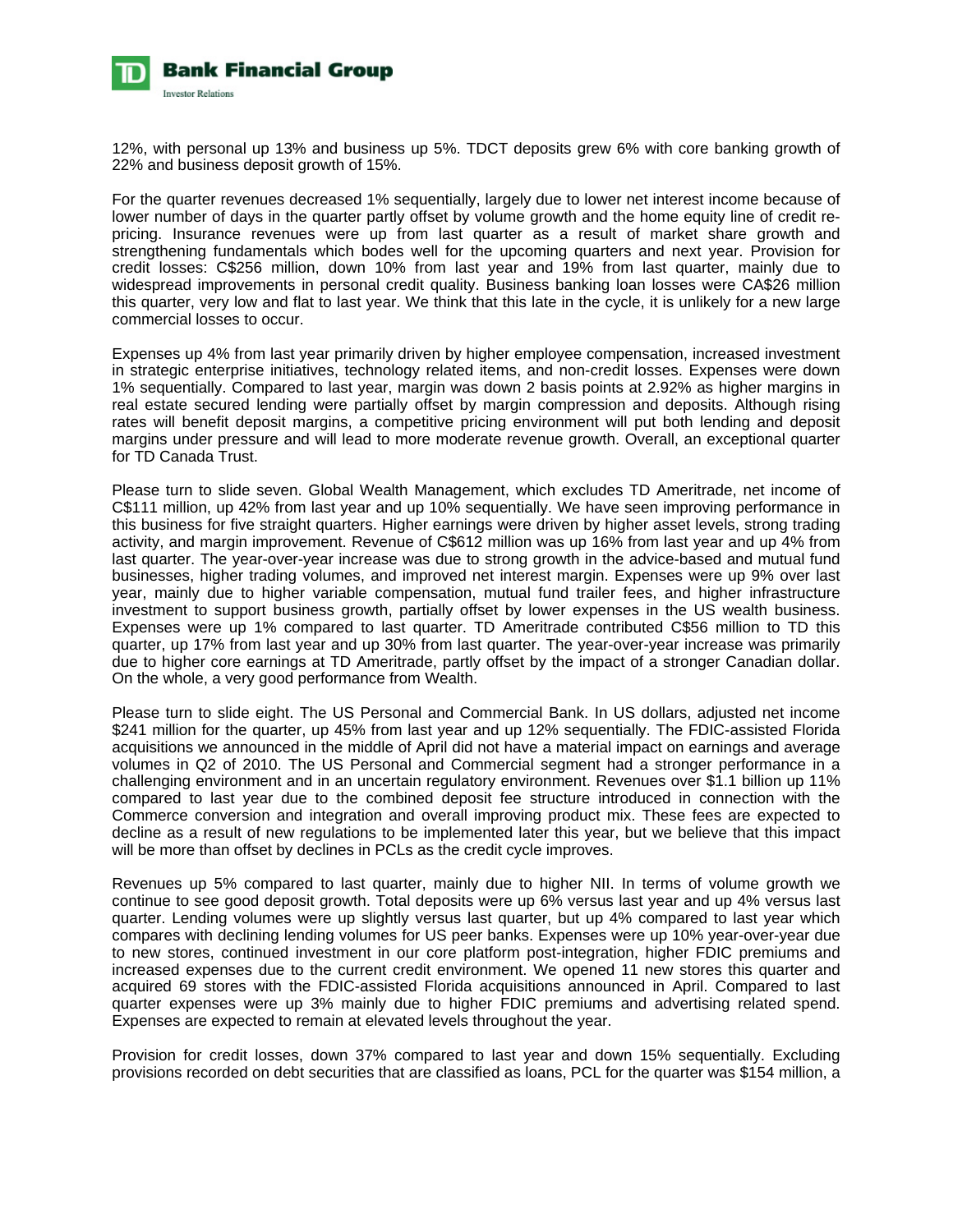12%, with personal up 13% and business up 5%. TDCT deposits grew 6% with core banking growth of 22% and business deposit growth of 15%.

For the quarter revenues decreased 1% sequentially, largely due to lower net interest income because of lower number of days in the quarter partly offset by volume growth and the home equity line of credit re-pricing. Insurance revenues were up from last quarter as a result of market share growth and strengthening fundamentals which bodes well for the upcoming quarters and next year. Provision for credit losses: C$256 million, down 10% from last year and 19% from last quarter, mainly due to widespread improvements in personal credit quality. Business banking loan losses were CA$26 million this quarter, very low and flat to last year. We think that this late in the cycle, it is unlikely for a new large commercial losses to occur.

Expenses up 4% from last year primarily driven by higher employee compensation, increased investment in strategic enterprise initiatives, technology related items, and non-credit losses. Expenses were down 1% sequentially. Compared to last year, margin was down 2 basis points at 2.92% as higher margins in real estate secured lending were partially offset by margin compression and deposits. Although rising rates will benefit deposit margins, a competitive pricing environment will put both lending and deposit margins under pressure and will lead to more moderate revenue growth. Overall, an exceptional quarter for TD Canada Trust.

Please turn to slide seven. Global Wealth Management, which excludes TD Ameritrade, net income of C$111 million, up 42% from last year and up 10% sequentially. We have seen improving performance in this business for five straight quarters. Higher earnings were driven by higher asset levels, strong trading activity, and margin improvement. Revenue of C$612 million was up 16% from last year and up 4% from last quarter. The year-over-year increase was due to strong growth in the advice-based and mutual fund businesses, higher trading volumes, and improved net interest margin. Expenses were up 9% over last year, mainly due to higher variable compensation, mutual fund trailer fees, and higher infrastructure investment to support business growth, partially offset by lower expenses in the US wealth business. Expenses were up 1% compared to last quarter. TD Ameritrade contributed C$56 million to TD this quarter, up 17% from last year and up 30% from last quarter. The year-over-year increase was primarily due to higher core earnings at TD Ameritrade, partly offset by the impact of a stronger Canadian dollar. On the whole, a very good performance from Wealth.

Please turn to slide eight. The US Personal and Commercial Bank. In US dollars, adjusted net income $241 million for the quarter, up 45% from last year and up 12% sequentially. The FDIC-assisted Florida acquisitions we announced in the middle of April did not have a material impact on earnings and average volumes in Q2 of 2010. The US Personal and Commercial segment had a stronger performance in a challenging environment and in an uncertain regulatory environment. Revenues over $1.1 billion up 11% compared to last year due to the combined deposit fee structure introduced in connection with the Commerce conversion and integration and overall improving product mix. These fees are expected to decline as a result of new regulations to be implemented later this year, but we believe that this impact will be more than offset by declines in PCLs as the credit cycle improves.

Revenues up 5% compared to last quarter, mainly due to higher NII. In terms of volume growth we continue to see good deposit growth. Total deposits were up 6% versus last year and up 4% versus last quarter. Lending volumes were up slightly versus last quarter, but up 4% compared to last year which compares with declining lending volumes for US peer banks. Expenses were up 10% year-over-year due to new stores, continued investment in our core platform post-integration, higher FDIC premiums and increased expenses due to the current credit environment. We opened 11 new stores this quarter and acquired 69 stores with the FDIC-assisted Florida acquisitions announced in April. Compared to last quarter expenses were up 3% mainly due to higher FDIC premiums and advertising related spend. Expenses are expected to remain at elevated levels throughout the year.

Provision for credit losses, down 37% compared to last year and down 15% sequentially. Excluding provisions recorded on debt securities that are classified as loans, PCL for the quarter was $154 million, a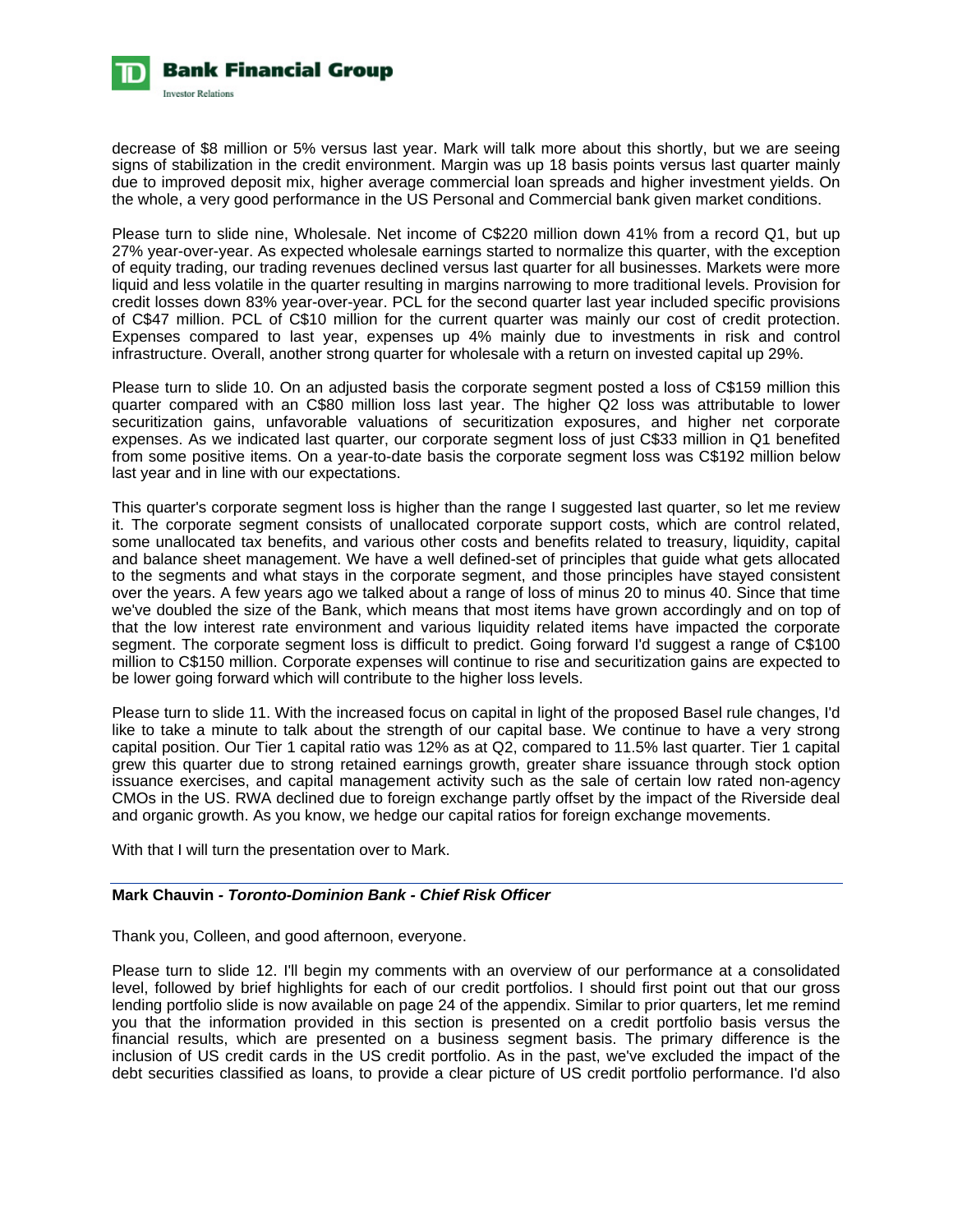decrease of $8 million or 5% versus last year. Mark will talk more about this shortly, but we are seeing signs of stabilization in the credit environment. Margin was up 18 basis points versus last quarter mainly due to improved deposit mix, higher average commercial loan spreads and higher investment yields. On the whole, a very good performance in the US Personal and Commercial bank given market conditions.

Please turn to slide nine, Wholesale. Net income of C$220 million down 41% from a record Q1, but up 27% year-over-year. As expected wholesale earnings started to normalize this quarter, with the exception of equity trading, our trading revenues declined versus last quarter for all businesses. Markets were more liquid and less volatile in the quarter resulting in margins narrowing to more traditional levels. Provision for credit losses down 83% year-over-year. PCL for the second quarter last year included specific provisions of C$47 million. PCL of C$10 million for the current quarter was mainly our cost of credit protection. Expenses compared to last year, expenses up 4% mainly due to investments in risk and control infrastructure. Overall, another strong quarter for wholesale with a return on invested capital up 29%.

Please turn to slide 10. On an adjusted basis the corporate segment posted a loss of C$159 million this quarter compared with an C$80 million loss last year. The higher Q2 loss was attributable to lower securitization gains, unfavorable valuations of securitization exposures, and higher net corporate expenses. As we indicated last quarter, our corporate segment loss of just C$33 million in Q1 benefited from some positive items. On a year-to-date basis the corporate segment loss was C$192 million below last year and in line with our expectations.

This quarter's corporate segment loss is higher than the range I suggested last quarter, so let me review it. The corporate segment consists of unallocated corporate support costs, which are control related, some unallocated tax benefits, and various other costs and benefits related to treasury, liquidity, capital and balance sheet management. We have a well defined-set of principles that guide what gets allocated to the segments and what stays in the corporate segment, and those principles have stayed consistent over the years. A few years ago we talked about a range of loss of minus 20 to minus 40. Since that time we've doubled the size of the Bank, which means that most items have grown accordingly and on top of that the low interest rate environment and various liquidity related items have impacted the corporate segment. The corporate segment loss is difficult to predict. Going forward I'd suggest a range of C$100 million to C$150 million. Corporate expenses will continue to rise and securitization gains are expected to be lower going forward which will contribute to the higher loss levels.

Please turn to slide 11. With the increased focus on capital in light of the proposed Basel rule changes, I'd like to take a minute to talk about the strength of our capital base. We continue to have a very strong capital position. Our Tier 1 capital ratio was 12% as at Q2, compared to 11.5% last quarter. Tier 1 capital grew this quarter due to strong retained earnings growth, greater share issuance through stock option issuance exercises, and capital management activity such as the sale of certain low rated non-agency CMOs in the US. RWA declined due to foreign exchange partly offset by the impact of the Riverside deal and organic growth. As you know, we hedge our capital ratios for foreign exchange movements.

With that I will turn the presentation over to Mark.

---

**Mark Chauvin - *Toronto-Dominion Bank - Chief Risk Officer***

Thank you, Colleen, and good afternoon, everyone.

Please turn to slide 12. I'll begin my comments with an overview of our performance at a consolidated level, followed by brief highlights for each of our credit portfolios. I should first point out that our gross lending portfolio slide is now available on page 24 of the appendix. Similar to prior quarters, let me remind you that the information provided in this section is presented on a credit portfolio basis versus the financial results, which are presented on a business segment basis. The primary difference is the inclusion of US credit cards in the US credit portfolio. As in the past, we've excluded the impact of the debt securities classified as loans, to provide a clear picture of US credit portfolio performance. I'd also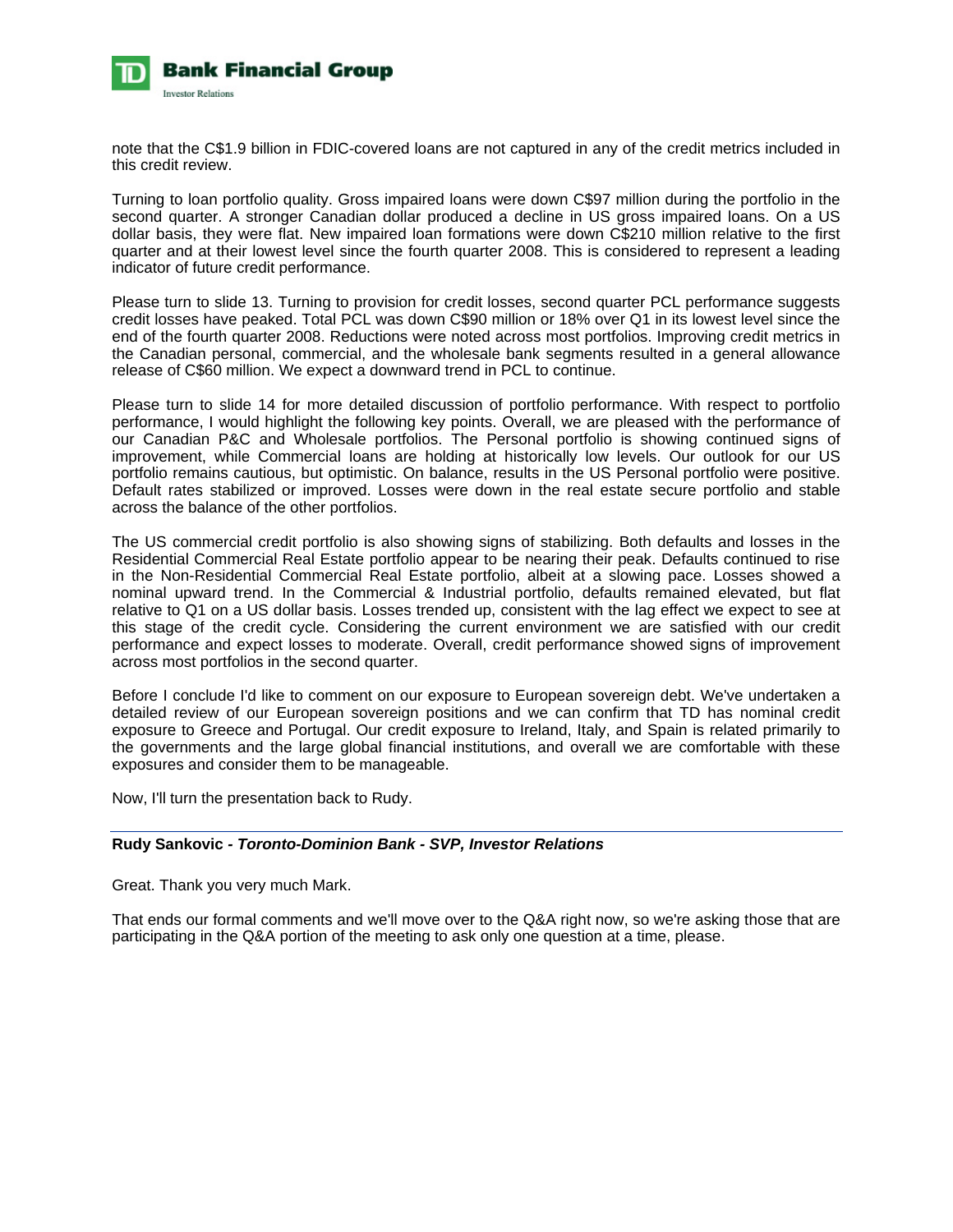note that the C$1.9 billion in FDIC-covered loans are not captured in any of the credit metrics included in this credit review.

Turning to loan portfolio quality. Gross impaired loans were down C$97 million during the portfolio in the second quarter. A stronger Canadian dollar produced a decline in US gross impaired loans. On a US dollar basis, they were flat. New impaired loan formations were down C$210 million relative to the first quarter and at their lowest level since the fourth quarter 2008. This is considered to represent a leading indicator of future credit performance.

Please turn to slide 13. Turning to provision for credit losses, second quarter PCL performance suggests credit losses have peaked. Total PCL was down C$90 million or 18% over Q1 in its lowest level since the end of the fourth quarter 2008. Reductions were noted across most portfolios. Improving credit metrics in the Canadian personal, commercial, and the wholesale bank segments resulted in a general allowance release of C$60 million. We expect a downward trend in PCL to continue.

Please turn to slide 14 for more detailed discussion of portfolio performance. With respect to portfolio performance, I would highlight the following key points. Overall, we are pleased with the performance of our Canadian P&C and Wholesale portfolios. The Personal portfolio is showing continued signs of improvement, while Commercial loans are holding at historically low levels. Our outlook for our US portfolio remains cautious, but optimistic. On balance, results in the US Personal portfolio were positive. Default rates stabilized or improved. Losses were down in the real estate secure portfolio and stable across the balance of the other portfolios.

The US commercial credit portfolio is also showing signs of stabilizing. Both defaults and losses in the Residential Commercial Real Estate portfolio appear to be nearing their peak. Defaults continued to rise in the Non-Residential Commercial Real Estate portfolio, albeit at a slowing pace. Losses showed a nominal upward trend. In the Commercial & Industrial portfolio, defaults remained elevated, but flat relative to Q1 on a US dollar basis. Losses trended up, consistent with the lag effect we expect to see at this stage of the credit cycle. Considering the current environment we are satisfied with our credit performance and expect losses to moderate. Overall, credit performance showed signs of improvement across most portfolios in the second quarter.

Before I conclude I'd like to comment on our exposure to European sovereign debt. We've undertaken a detailed review of our European sovereign positions and we can confirm that TD has nominal credit exposure to Greece and Portugal. Our credit exposure to Ireland, Italy, and Spain is related primarily to the governments and the large global financial institutions, and overall we are comfortable with these exposures and consider them to be manageable.

Now, I'll turn the presentation back to Rudy.

---

**Rudy Sankovic - *Toronto-Dominion Bank - SVP, Investor Relations***

Great. Thank you very much Mark.

That ends our formal comments and we'll move over to the Q&A right now, so we're asking those that are participating in the Q&A portion of the meeting to ask only one question at a time, please.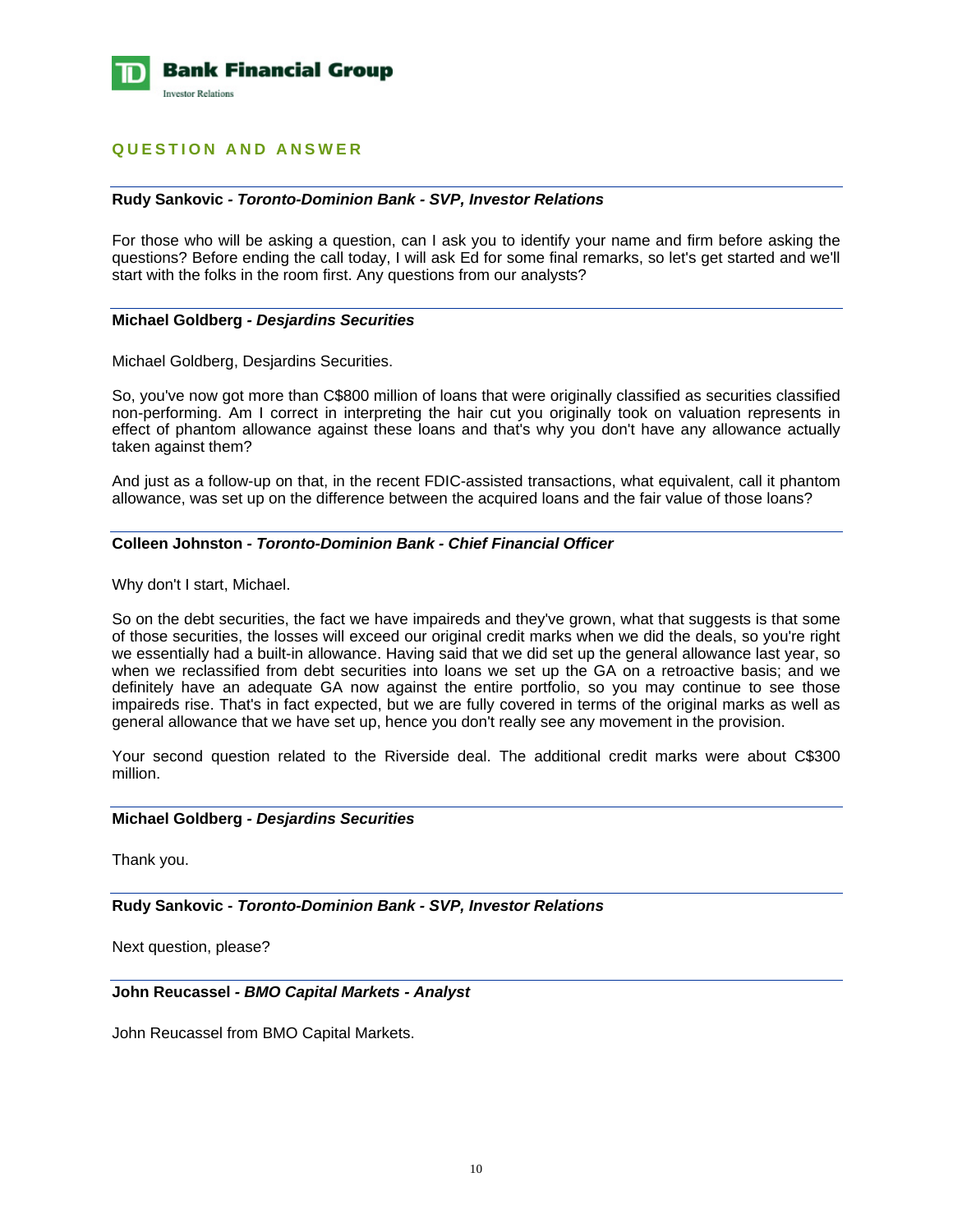## QUESTION AND ANSWER

**Rudy Sankovic - *Toronto-Dominion Bank - SVP, Investor Relations***

For those who will be asking a question, can I ask you to identify your name and firm before asking the questions? Before ending the call today, I will ask Ed for some final remarks, so let's get started and we'll start with the folks in the room first. Any questions from our analysts?

**Michael Goldberg - *Desjardins Securities***

Michael Goldberg, Desjardins Securities.

So, you've now got more than C$800 million of loans that were originally classified as securities classified non-performing. Am I correct in interpreting the hair cut you originally took on valuation represents in effect of phantom allowance against these loans and that's why you don't have any allowance actually taken against them?

And just as a follow-up on that, in the recent FDIC-assisted transactions, what equivalent, call it phantom allowance, was set up on the difference between the acquired loans and the fair value of those loans?

**Colleen Johnston - *Toronto-Dominion Bank - Chief Financial Officer***

Why don't I start, Michael.

So on the debt securities, the fact we have impaireds and they've grown, what that suggests is that some of those securities, the losses will exceed our original credit marks when we did the deals, so you're right we essentially had a built-in allowance. Having said that we did set up the general allowance last year, so when we reclassified from debt securities into loans we set up the GA on a retroactive basis; and we definitely have an adequate GA now against the entire portfolio, so you may continue to see those impaireds rise. That's in fact expected, but we are fully covered in terms of the original marks as well as general allowance that we have set up, hence you don't really see any movement in the provision.

Your second question related to the Riverside deal. The additional credit marks were about C$300 million.

**Michael Goldberg - *Desjardins Securities***

Thank you.

**Rudy Sankovic - *Toronto-Dominion Bank - SVP, Investor Relations***

Next question, please?

**John Reucassel - *BMO Capital Markets - Analyst***

John Reucassel from BMO Capital Markets.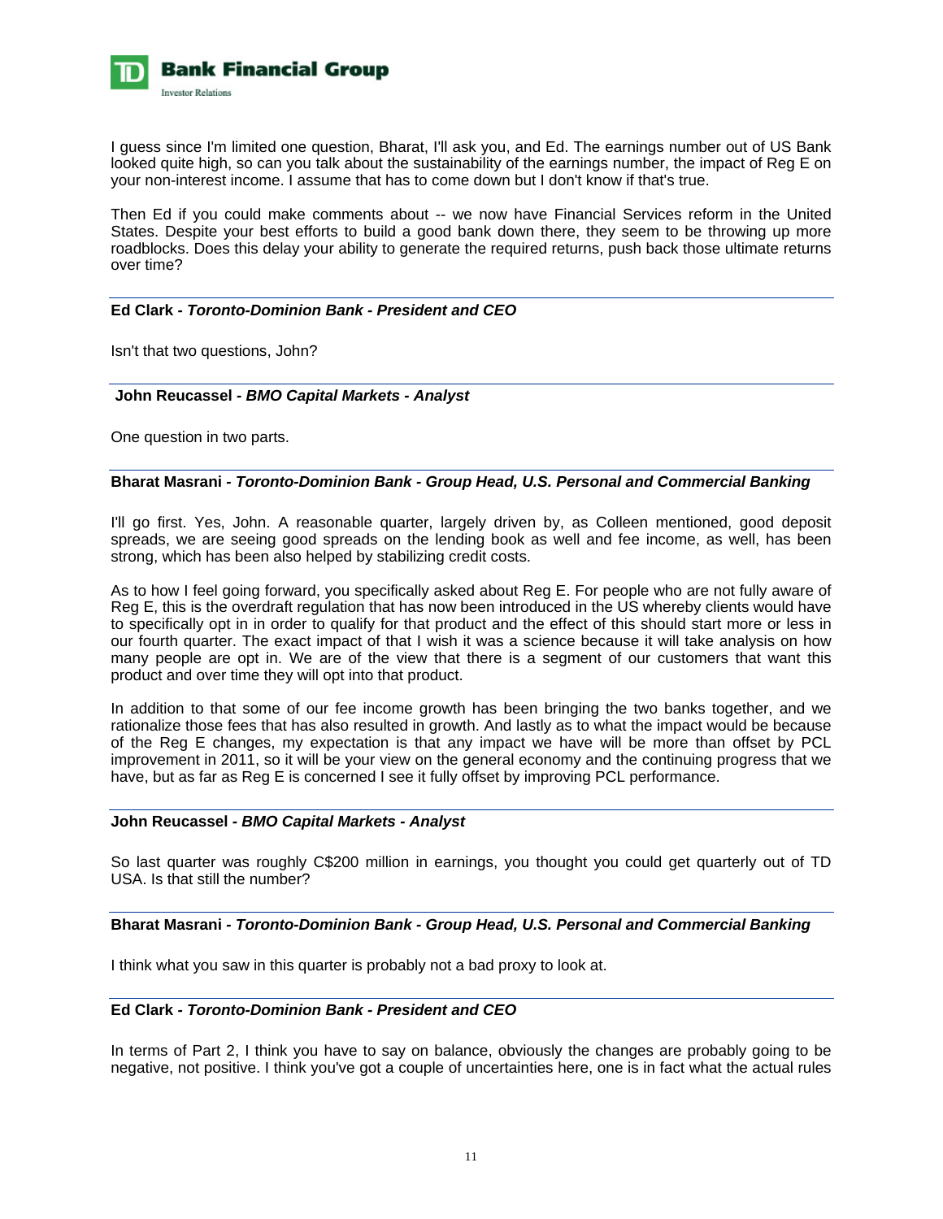I guess since I'm limited one question, Bharat, I'll ask you, and Ed. The earnings number out of US Bank looked quite high, so can you talk about the sustainability of the earnings number, the impact of Reg E on your non-interest income. I assume that has to come down but I don't know if that's true.

Then Ed if you could make comments about -- we now have Financial Services reform in the United States. Despite your best efforts to build a good bank down there, they seem to be throwing up more roadblocks. Does this delay your ability to generate the required returns, push back those ultimate returns over time?

---

**Ed Clark** - ***Toronto-Dominion Bank - President and CEO***

Isn't that two questions, John?

---

**John Reucassel** - ***BMO Capital Markets - Analyst***

One question in two parts.

---

**Bharat Masrani** - ***Toronto-Dominion Bank - Group Head, U.S. Personal and Commercial Banking***

I'll go first. Yes, John. A reasonable quarter, largely driven by, as Colleen mentioned, good deposit spreads, we are seeing good spreads on the lending book as well and fee income, as well, has been strong, which has been also helped by stabilizing credit costs.

As to how I feel going forward, you specifically asked about Reg E. For people who are not fully aware of Reg E, this is the overdraft regulation that has now been introduced in the US whereby clients would have to specifically opt in in order to qualify for that product and the effect of this should start more or less in our fourth quarter. The exact impact of that I wish it was a science because it will take analysis on how many people are opt in. We are of the view that there is a segment of our customers that want this product and over time they will opt into that product.

In addition to that some of our fee income growth has been bringing the two banks together, and we rationalize those fees that has also resulted in growth. And lastly as to what the impact would be because of the Reg E changes, my expectation is that any impact we have will be more than offset by PCL improvement in 2011, so it will be your view on the general economy and the continuing progress that we have, but as far as Reg E is concerned I see it fully offset by improving PCL performance.

---

**John Reucassel** - ***BMO Capital Markets - Analyst***

So last quarter was roughly C$200 million in earnings, you thought you could get quarterly out of TD USA. Is that still the number?

---

**Bharat Masrani** - ***Toronto-Dominion Bank - Group Head, U.S. Personal and Commercial Banking***

I think what you saw in this quarter is probably not a bad proxy to look at.

---

**Ed Clark** - ***Toronto-Dominion Bank - President and CEO***

In terms of Part 2, I think you have to say on balance, obviously the changes are probably going to be negative, not positive. I think you've got a couple of uncertainties here, one is in fact what the actual rules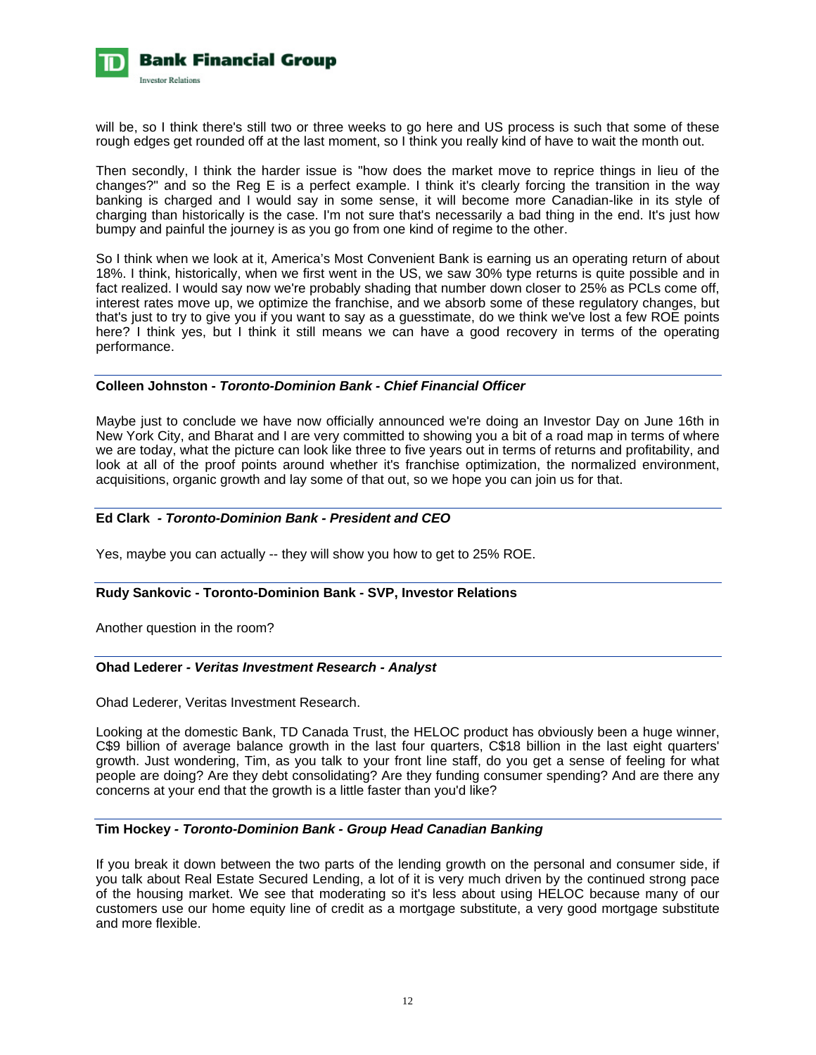will be, so I think there's still two or three weeks to go here and US process is such that some of these rough edges get rounded off at the last moment, so I think you really kind of have to wait the month out.

Then secondly, I think the harder issue is "how does the market move to reprice things in lieu of the changes?" and so the Reg E is a perfect example. I think it's clearly forcing the transition in the way banking is charged and I would say in some sense, it will become more Canadian-like in its style of charging than historically is the case. I'm not sure that's necessarily a bad thing in the end. It's just how bumpy and painful the journey is as you go from one kind of regime to the other.

So I think when we look at it, America's Most Convenient Bank is earning us an operating return of about 18%. I think, historically, when we first went in the US, we saw 30% type returns is quite possible and in fact realized. I would say now we're probably shading that number down closer to 25% as PCLs come off, interest rates move up, we optimize the franchise, and we absorb some of these regulatory changes, but that's just to try to give you if you want to say as a guesstimate, do we think we've lost a few ROE points here? I think yes, but I think it still means we can have a good recovery in terms of the operating performance.

---

**Colleen Johnston - *Toronto-Dominion Bank - Chief Financial Officer***

Maybe just to conclude we have now officially announced we're doing an Investor Day on June 16th in New York City, and Bharat and I are very committed to showing you a bit of a road map in terms of where we are today, what the picture can look like three to five years out in terms of returns and profitability, and look at all of the proof points around whether it's franchise optimization, the normalized environment, acquisitions, organic growth and lay some of that out, so we hope you can join us for that.

---

**Ed Clark - *Toronto-Dominion Bank - President and CEO***

Yes, maybe you can actually -- they will show you how to get to 25% ROE.

---

**Rudy Sankovic - Toronto-Dominion Bank - SVP, Investor Relations**

Another question in the room?

---

**Ohad Lederer - *Veritas Investment Research - Analyst***

Ohad Lederer, Veritas Investment Research.

Looking at the domestic Bank, TD Canada Trust, the HELOC product has obviously been a huge winner, C$9 billion of average balance growth in the last four quarters, C$18 billion in the last eight quarters' growth. Just wondering, Tim, as you talk to your front line staff, do you get a sense of feeling for what people are doing? Are they debt consolidating? Are they funding consumer spending? And are there any concerns at your end that the growth is a little faster than you'd like?

---

**Tim Hockey - *Toronto-Dominion Bank - Group Head Canadian Banking***

If you break it down between the two parts of the lending growth on the personal and consumer side, if you talk about Real Estate Secured Lending, a lot of it is very much driven by the continued strong pace of the housing market. We see that moderating so it's less about using HELOC because many of our customers use our home equity line of credit as a mortgage substitute, a very good mortgage substitute and more flexible.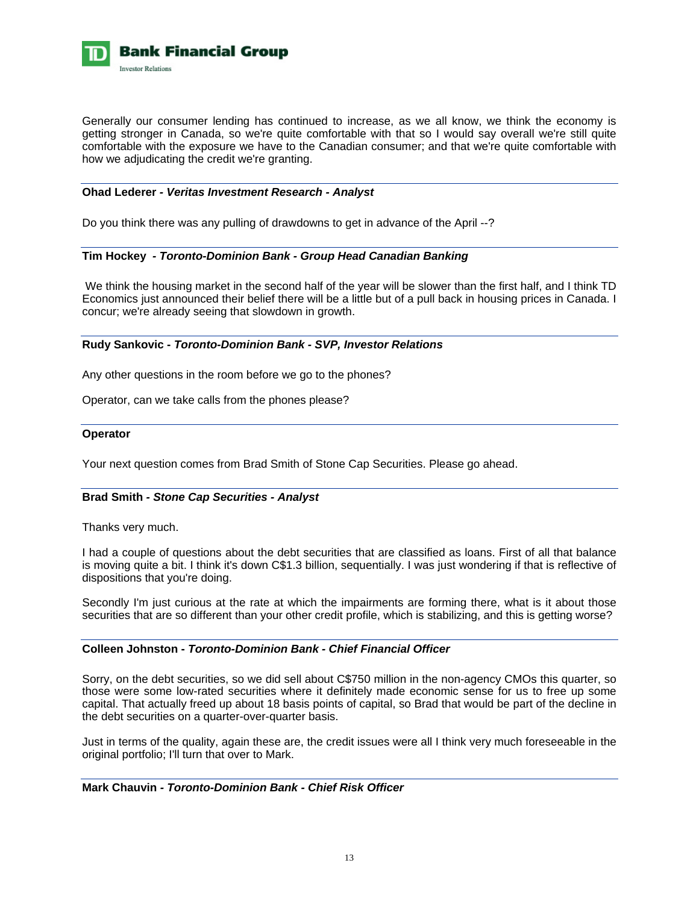Generally our consumer lending has continued to increase, as we all know, we think the economy is getting stronger in Canada, so we're quite comfortable with that so I would say overall we're still quite comfortable with the exposure we have to the Canadian consumer; and that we're quite comfortable with how we adjudicating the credit we're granting.

---

**Ohad Lederer - *Veritas Investment Research - Analyst***

Do you think there was any pulling of drawdowns to get in advance of the April --?

---

**Tim Hockey - *Toronto-Dominion Bank - Group Head Canadian Banking***

We think the housing market in the second half of the year will be slower than the first half, and I think TD Economics just announced their belief there will be a little but of a pull back in housing prices in Canada. I concur; we're already seeing that slowdown in growth.

---

**Rudy Sankovic - *Toronto-Dominion Bank - SVP, Investor Relations***

Any other questions in the room before we go to the phones?

Operator, can we take calls from the phones please?

---

**Operator**

Your next question comes from Brad Smith of Stone Cap Securities. Please go ahead.

---

**Brad Smith - *Stone Cap Securities - Analyst***

Thanks very much.

I had a couple of questions about the debt securities that are classified as loans. First of all that balance is moving quite a bit. I think it's down C$1.3 billion, sequentially. I was just wondering if that is reflective of dispositions that you're doing.

Secondly I'm just curious at the rate at which the impairments are forming there, what is it about those securities that are so different than your other credit profile, which is stabilizing, and this is getting worse?

---

**Colleen Johnston - *Toronto-Dominion Bank - Chief Financial Officer***

Sorry, on the debt securities, so we did sell about C$750 million in the non-agency CMOs this quarter, so those were some low-rated securities where it definitely made economic sense for us to free up some capital. That actually freed up about 18 basis points of capital, so Brad that would be part of the decline in the debt securities on a quarter-over-quarter basis.

Just in terms of the quality, again these are, the credit issues were all I think very much foreseeable in the original portfolio; I'll turn that over to Mark.

---

**Mark Chauvin - *Toronto-Dominion Bank - Chief Risk Officer***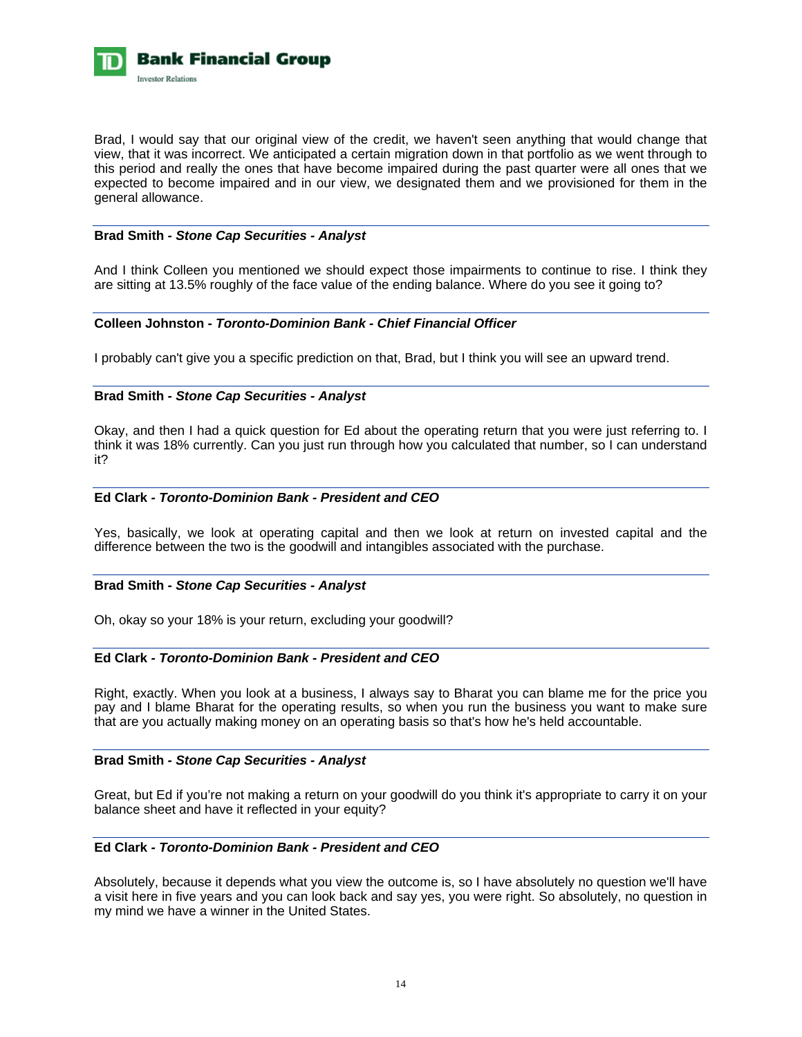Brad, I would say that our original view of the credit, we haven't seen anything that would change that view, that it was incorrect. We anticipated a certain migration down in that portfolio as we went through to this period and really the ones that have become impaired during the past quarter were all ones that we expected to become impaired and in our view, we designated them and we provisioned for them in the general allowance.

---

**Brad Smith - *Stone Cap Securities - Analyst***

And I think Colleen you mentioned we should expect those impairments to continue to rise. I think they are sitting at 13.5% roughly of the face value of the ending balance. Where do you see it going to?

---

**Colleen Johnston - *Toronto-Dominion Bank - Chief Financial Officer***

I probably can't give you a specific prediction on that, Brad, but I think you will see an upward trend.

---

**Brad Smith - *Stone Cap Securities - Analyst***

Okay, and then I had a quick question for Ed about the operating return that you were just referring to. I think it was 18% currently. Can you just run through how you calculated that number, so I can understand it?

---

**Ed Clark - *Toronto-Dominion Bank - President and CEO***

Yes, basically, we look at operating capital and then we look at return on invested capital and the difference between the two is the goodwill and intangibles associated with the purchase.

---

**Brad Smith - *Stone Cap Securities - Analyst***

Oh, okay so your 18% is your return, excluding your goodwill?

---

**Ed Clark - *Toronto-Dominion Bank - President and CEO***

Right, exactly. When you look at a business, I always say to Bharat you can blame me for the price you pay and I blame Bharat for the operating results, so when you run the business you want to make sure that are you actually making money on an operating basis so that's how he's held accountable.

---

**Brad Smith - *Stone Cap Securities - Analyst***

Great, but Ed if you're not making a return on your goodwill do you think it's appropriate to carry it on your balance sheet and have it reflected in your equity?

---

**Ed Clark - *Toronto-Dominion Bank - President and CEO***

Absolutely, because it depends what you view the outcome is, so I have absolutely no question we'll have a visit here in five years and you can look back and say yes, you were right. So absolutely, no question in my mind we have a winner in the United States.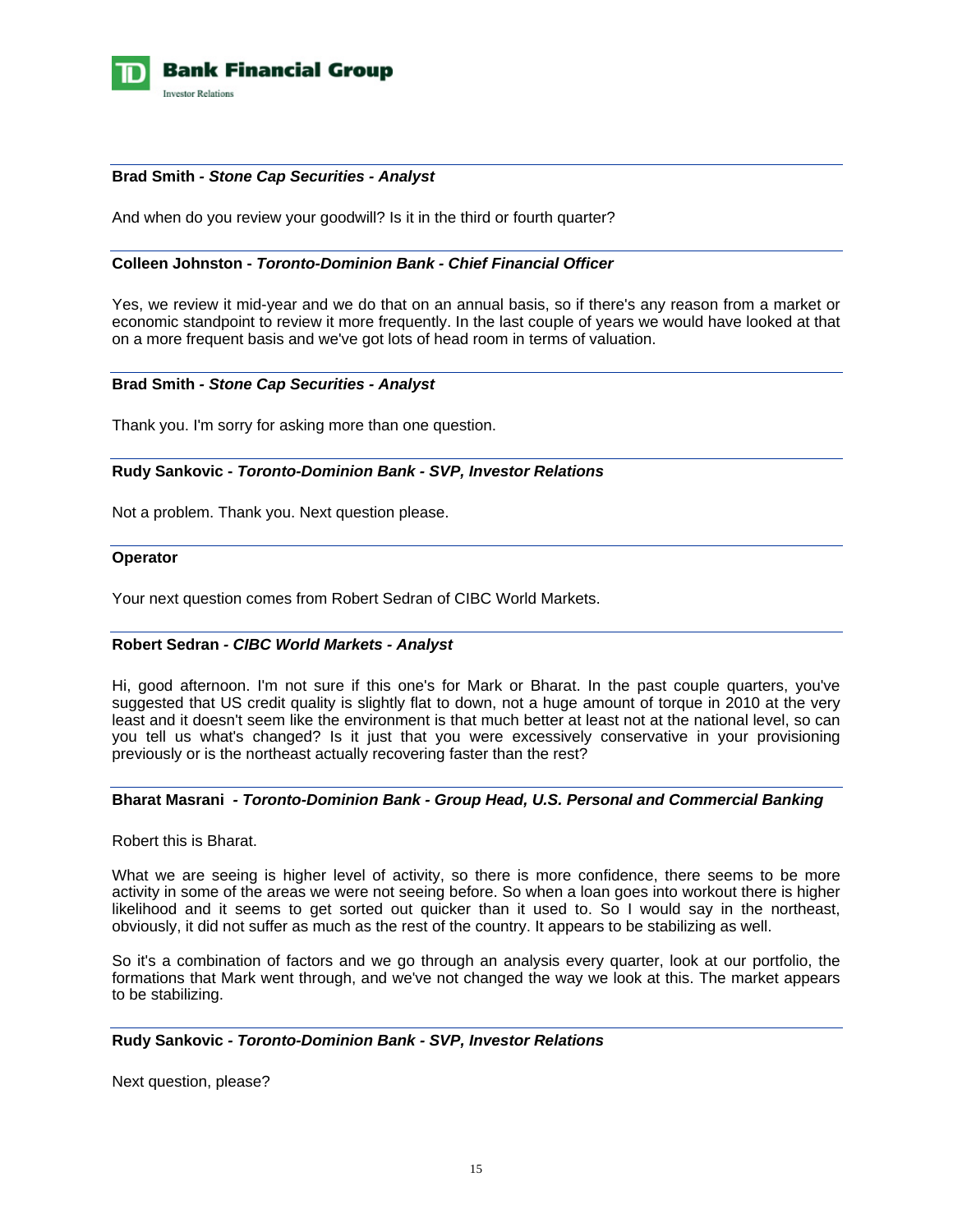**Brad Smith -** ***Stone Cap Securities - Analyst***

And when do you review your goodwill? Is it in the third or fourth quarter?

**Colleen Johnston -** ***Toronto-Dominion Bank - Chief Financial Officer***

Yes, we review it mid-year and we do that on an annual basis, so if there's any reason from a market or economic standpoint to review it more frequently. In the last couple of years we would have looked at that on a more frequent basis and we've got lots of head room in terms of valuation.

**Brad Smith -** ***Stone Cap Securities - Analyst***

Thank you. I'm sorry for asking more than one question.

**Rudy Sankovic -** ***Toronto-Dominion Bank - SVP, Investor Relations***

Not a problem. Thank you. Next question please.

**Operator**

Your next question comes from Robert Sedran of CIBC World Markets.

**Robert Sedran -** ***CIBC World Markets - Analyst***

Hi, good afternoon. I'm not sure if this one's for Mark or Bharat. In the past couple quarters, you've suggested that US credit quality is slightly flat to down, not a huge amount of torque in 2010 at the very least and it doesn't seem like the environment is that much better at least not at the national level, so can you tell us what's changed? Is it just that you were excessively conservative in your provisioning previously or is the northeast actually recovering faster than the rest?

**Bharat Masrani -** ***Toronto-Dominion Bank - Group Head, U.S. Personal and Commercial Banking***

Robert this is Bharat.

What we are seeing is higher level of activity, so there is more confidence, there seems to be more activity in some of the areas we were not seeing before. So when a loan goes into workout there is higher likelihood and it seems to get sorted out quicker than it used to. So I would say in the northeast, obviously, it did not suffer as much as the rest of the country. It appears to be stabilizing as well.

So it's a combination of factors and we go through an analysis every quarter, look at our portfolio, the formations that Mark went through, and we've not changed the way we look at this. The market appears to be stabilizing.

**Rudy Sankovic -** ***Toronto-Dominion Bank - SVP, Investor Relations***

Next question, please?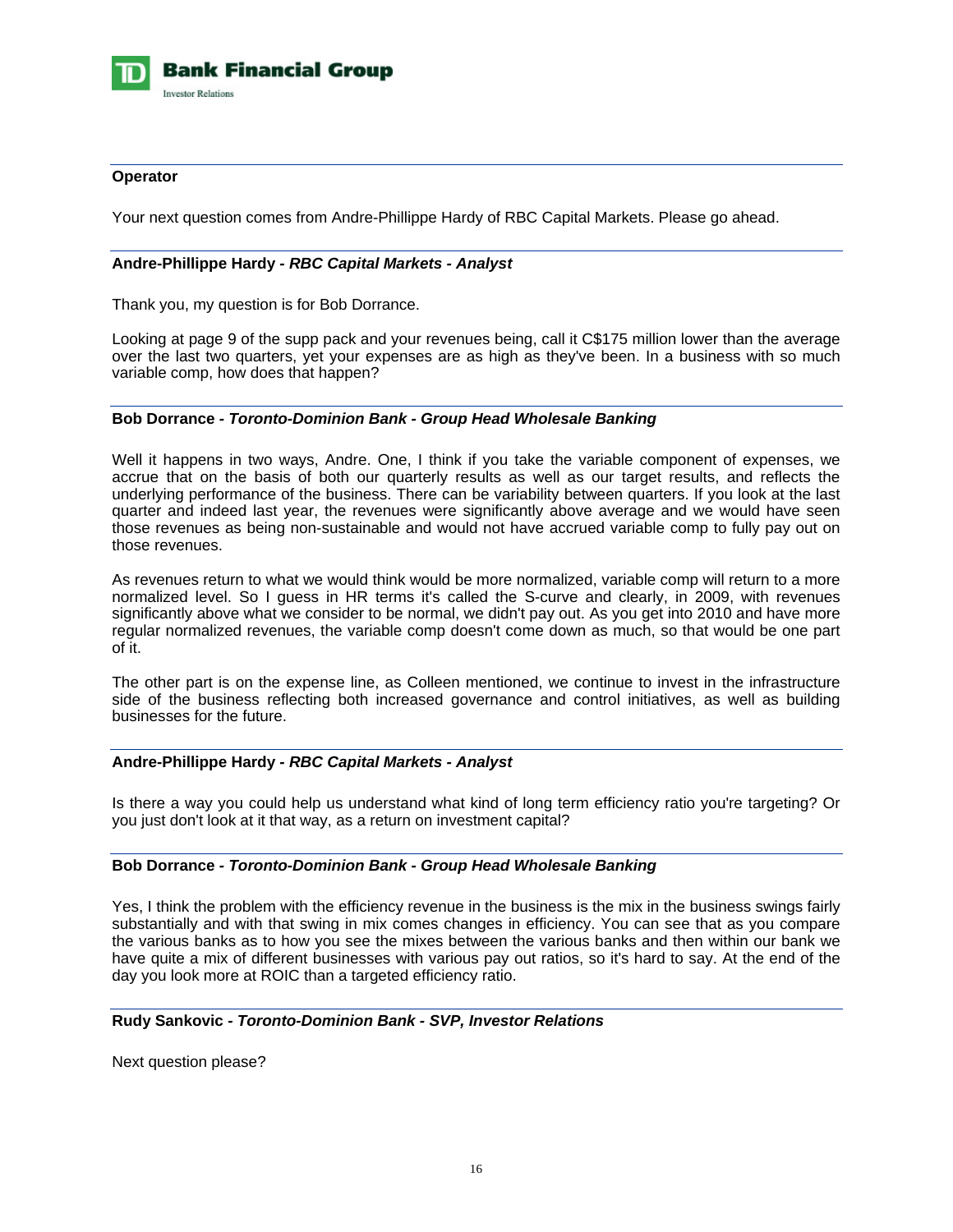**Operator**

Your next question comes from Andre-Phillippe Hardy of RBC Capital Markets. Please go ahead.

**Andre-Phillippe Hardy - *RBC Capital Markets - Analyst***

Thank you, my question is for Bob Dorrance.

Looking at page 9 of the supp pack and your revenues being, call it C$175 million lower than the average over the last two quarters, yet your expenses are as high as they've been. In a business with so much variable comp, how does that happen?

**Bob Dorrance - *Toronto-Dominion Bank - Group Head Wholesale Banking***

Well it happens in two ways, Andre. One, I think if you take the variable component of expenses, we accrue that on the basis of both our quarterly results as well as our target results, and reflects the underlying performance of the business. There can be variability between quarters. If you look at the last quarter and indeed last year, the revenues were significantly above average and we would have seen those revenues as being non-sustainable and would not have accrued variable comp to fully pay out on those revenues.

As revenues return to what we would think would be more normalized, variable comp will return to a more normalized level. So I guess in HR terms it's called the S-curve and clearly, in 2009, with revenues significantly above what we consider to be normal, we didn't pay out. As you get into 2010 and have more regular normalized revenues, the variable comp doesn't come down as much, so that would be one part of it.

The other part is on the expense line, as Colleen mentioned, we continue to invest in the infrastructure side of the business reflecting both increased governance and control initiatives, as well as building businesses for the future.

**Andre-Phillippe Hardy - *RBC Capital Markets - Analyst***

Is there a way you could help us understand what kind of long term efficiency ratio you're targeting? Or you just don't look at it that way, as a return on investment capital?

**Bob Dorrance - *Toronto-Dominion Bank - Group Head Wholesale Banking***

Yes, I think the problem with the efficiency revenue in the business is the mix in the business swings fairly substantially and with that swing in mix comes changes in efficiency. You can see that as you compare the various banks as to how you see the mixes between the various banks and then within our bank we have quite a mix of different businesses with various pay out ratios, so it's hard to say. At the end of the day you look more at ROIC than a targeted efficiency ratio.

**Rudy Sankovic - *Toronto-Dominion Bank - SVP, Investor Relations***

Next question please?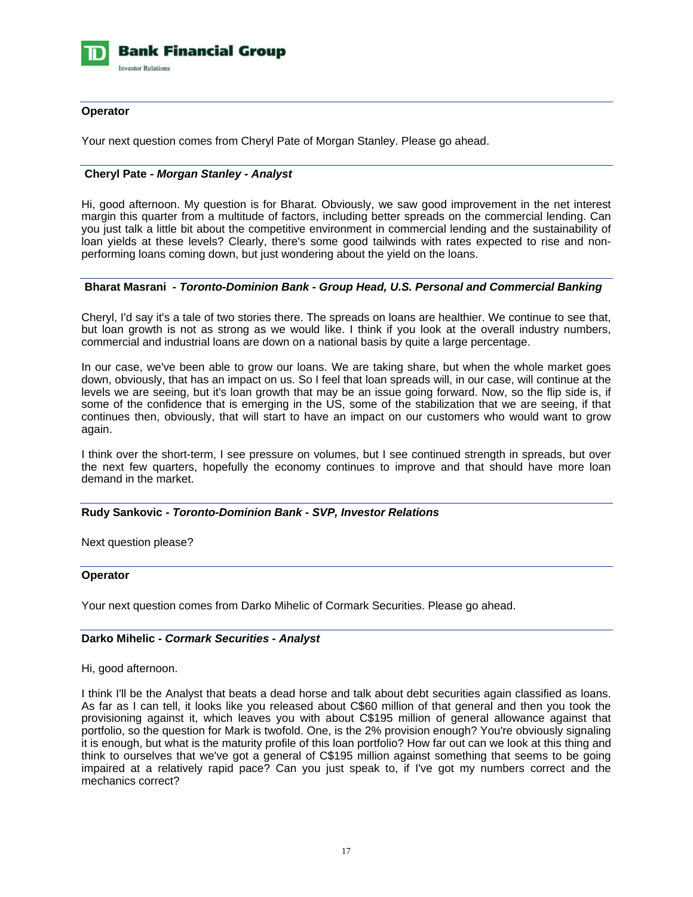**Operator**

Your next question comes from Cheryl Pate of Morgan Stanley. Please go ahead.

**Cheryl Pate** - ***Morgan Stanley - Analyst***

Hi, good afternoon. My question is for Bharat. Obviously, we saw good improvement in the net interest margin this quarter from a multitude of factors, including better spreads on the commercial lending. Can you just talk a little bit about the competitive environment in commercial lending and the sustainability of loan yields at these levels? Clearly, there's some good tailwinds with rates expected to rise and non-performing loans coming down, but just wondering about the yield on the loans.

**Bharat Masrani** - ***Toronto-Dominion Bank - Group Head, U.S. Personal and Commercial Banking***

Cheryl, I'd say it's a tale of two stories there. The spreads on loans are healthier. We continue to see that, but loan growth is not as strong as we would like. I think if you look at the overall industry numbers, commercial and industrial loans are down on a national basis by quite a large percentage.

In our case, we've been able to grow our loans. We are taking share, but when the whole market goes down, obviously, that has an impact on us. So I feel that loan spreads will, in our case, will continue at the levels we are seeing, but it's loan growth that may be an issue going forward. Now, so the flip side is, if some of the confidence that is emerging in the US, some of the stabilization that we are seeing, if that continues then, obviously, that will start to have an impact on our customers who would want to grow again.

I think over the short-term, I see pressure on volumes, but I see continued strength in spreads, but over the next few quarters, hopefully the economy continues to improve and that should have more loan demand in the market.

**Rudy Sankovic** - ***Toronto-Dominion Bank - SVP, Investor Relations***

Next question please?

**Operator**

Your next question comes from Darko Mihelic of Cormark Securities. Please go ahead.

**Darko Mihelic** - ***Cormark Securities - Analyst***

Hi, good afternoon.

I think I'll be the Analyst that beats a dead horse and talk about debt securities again classified as loans. As far as I can tell, it looks like you released about C$60 million of that general and then you took the provisioning against it, which leaves you with about C$195 million of general allowance against that portfolio, so the question for Mark is twofold. One, is the 2% provision enough? You're obviously signaling it is enough, but what is the maturity profile of this loan portfolio? How far out can we look at this thing and think to ourselves that we've got a general of C$195 million against something that seems to be going impaired at a relatively rapid pace? Can you just speak to, if I've got my numbers correct and the mechanics correct?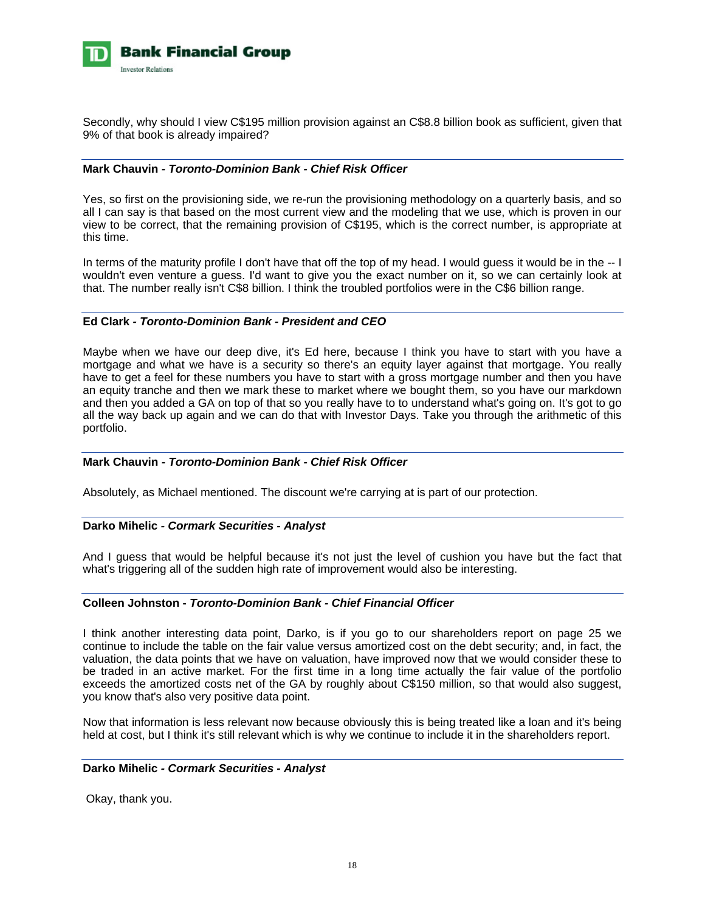Secondly, why should I view C$195 million provision against an C$8.8 billion book as sufficient, given that 9% of that book is already impaired?

**Mark Chauvin** - ***Toronto-Dominion Bank - Chief Risk Officer***

Yes, so first on the provisioning side, we re-run the provisioning methodology on a quarterly basis, and so all I can say is that based on the most current view and the modeling that we use, which is proven in our view to be correct, that the remaining provision of C$195, which is the correct number, is appropriate at this time.

In terms of the maturity profile I don't have that off the top of my head. I would guess it would be in the -- I wouldn't even venture a guess. I'd want to give you the exact number on it, so we can certainly look at that. The number really isn't C$8 billion. I think the troubled portfolios were in the C$6 billion range.

**Ed Clark** - ***Toronto-Dominion Bank - President and CEO***

Maybe when we have our deep dive, it's Ed here, because I think you have to start with you have a mortgage and what we have is a security so there's an equity layer against that mortgage. You really have to get a feel for these numbers you have to start with a gross mortgage number and then you have an equity tranche and then we mark these to market where we bought them, so you have our markdown and then you added a GA on top of that so you really have to to understand what's going on. It's got to go all the way back up again and we can do that with Investor Days. Take you through the arithmetic of this portfolio.

**Mark Chauvin** - ***Toronto-Dominion Bank - Chief Risk Officer***

Absolutely, as Michael mentioned. The discount we're carrying at is part of our protection.

**Darko Mihelic** - ***Cormark Securities - Analyst***

And I guess that would be helpful because it's not just the level of cushion you have but the fact that what's triggering all of the sudden high rate of improvement would also be interesting.

**Colleen Johnston** - ***Toronto-Dominion Bank - Chief Financial Officer***

I think another interesting data point, Darko, is if you go to our shareholders report on page 25 we continue to include the table on the fair value versus amortized cost on the debt security; and, in fact, the valuation, the data points that we have on valuation, have improved now that we would consider these to be traded in an active market. For the first time in a long time actually the fair value of the portfolio exceeds the amortized costs net of the GA by roughly about C$150 million, so that would also suggest, you know that's also very positive data point.

Now that information is less relevant now because obviously this is being treated like a loan and it's being held at cost, but I think it's still relevant which is why we continue to include it in the shareholders report.

**Darko Mihelic** - ***Cormark Securities - Analyst***

Okay, thank you.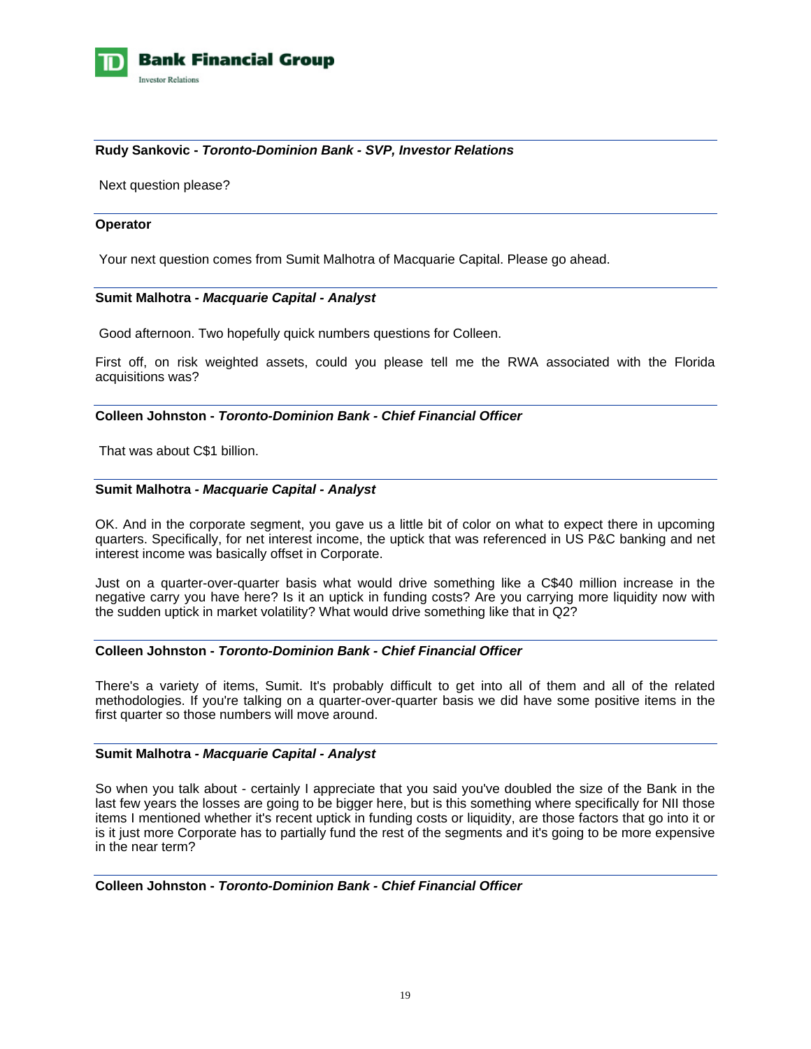**Rudy Sankovic - *Toronto-Dominion Bank - SVP, Investor Relations***

Next question please?

---

**Operator**

Your next question comes from Sumit Malhotra of Macquarie Capital. Please go ahead.

---

**Sumit Malhotra - *Macquarie Capital - Analyst***

Good afternoon. Two hopefully quick numbers questions for Colleen.

First off, on risk weighted assets, could you please tell me the RWA associated with the Florida acquisitions was?

---

**Colleen Johnston - *Toronto-Dominion Bank - Chief Financial Officer***

That was about C$1 billion.

---

**Sumit Malhotra - *Macquarie Capital - Analyst***

OK. And in the corporate segment, you gave us a little bit of color on what to expect there in upcoming quarters. Specifically, for net interest income, the uptick that was referenced in US P&C banking and net interest income was basically offset in Corporate.

Just on a quarter-over-quarter basis what would drive something like a C$40 million increase in the negative carry you have here? Is it an uptick in funding costs? Are you carrying more liquidity now with the sudden uptick in market volatility? What would drive something like that in Q2?

---

**Colleen Johnston - *Toronto-Dominion Bank - Chief Financial Officer***

There's a variety of items, Sumit. It's probably difficult to get into all of them and all of the related methodologies. If you're talking on a quarter-over-quarter basis we did have some positive items in the first quarter so those numbers will move around.

---

**Sumit Malhotra - *Macquarie Capital - Analyst***

So when you talk about - certainly I appreciate that you said you've doubled the size of the Bank in the last few years the losses are going to be bigger here, but is this something where specifically for NII those items I mentioned whether it's recent uptick in funding costs or liquidity, are those factors that go into it or is it just more Corporate has to partially fund the rest of the segments and it's going to be more expensive in the near term?

---

**Colleen Johnston - *Toronto-Dominion Bank - Chief Financial Officer***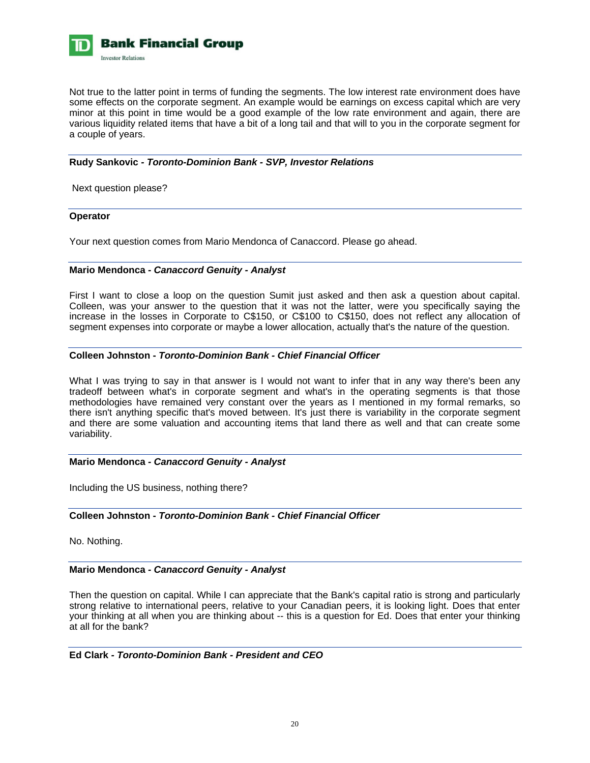Not true to the latter point in terms of funding the segments. The low interest rate environment does have some effects on the corporate segment. An example would be earnings on excess capital which are very minor at this point in time would be a good example of the low rate environment and again, there are various liquidity related items that have a bit of a long tail and that will to you in the corporate segment for a couple of years.

---

**Rudy Sankovic - *Toronto-Dominion Bank - SVP, Investor Relations***

Next question please?

---

**Operator**

Your next question comes from Mario Mendonca of Canaccord. Please go ahead.

---

**Mario Mendonca - *Canaccord Genuity - Analyst***

First I want to close a loop on the question Sumit just asked and then ask a question about capital. Colleen, was your answer to the question that it was not the latter, were you specifically saying the increase in the losses in Corporate to C$150, or C$100 to C$150, does not reflect any allocation of segment expenses into corporate or maybe a lower allocation, actually that's the nature of the question.

---

**Colleen Johnston - *Toronto-Dominion Bank - Chief Financial Officer***

What I was trying to say in that answer is I would not want to infer that in any way there's been any tradeoff between what's in corporate segment and what's in the operating segments is that those methodologies have remained very constant over the years as I mentioned in my formal remarks, so there isn't anything specific that's moved between. It's just there is variability in the corporate segment and there are some valuation and accounting items that land there as well and that can create some variability.

---

**Mario Mendonca - *Canaccord Genuity - Analyst***

Including the US business, nothing there?

---

**Colleen Johnston - *Toronto-Dominion Bank - Chief Financial Officer***

No. Nothing.

---

**Mario Mendonca - *Canaccord Genuity - Analyst***

Then the question on capital. While I can appreciate that the Bank's capital ratio is strong and particularly strong relative to international peers, relative to your Canadian peers, it is looking light. Does that enter your thinking at all when you are thinking about -- this is a question for Ed. Does that enter your thinking at all for the bank?

---

**Ed Clark - *Toronto-Dominion Bank - President and CEO***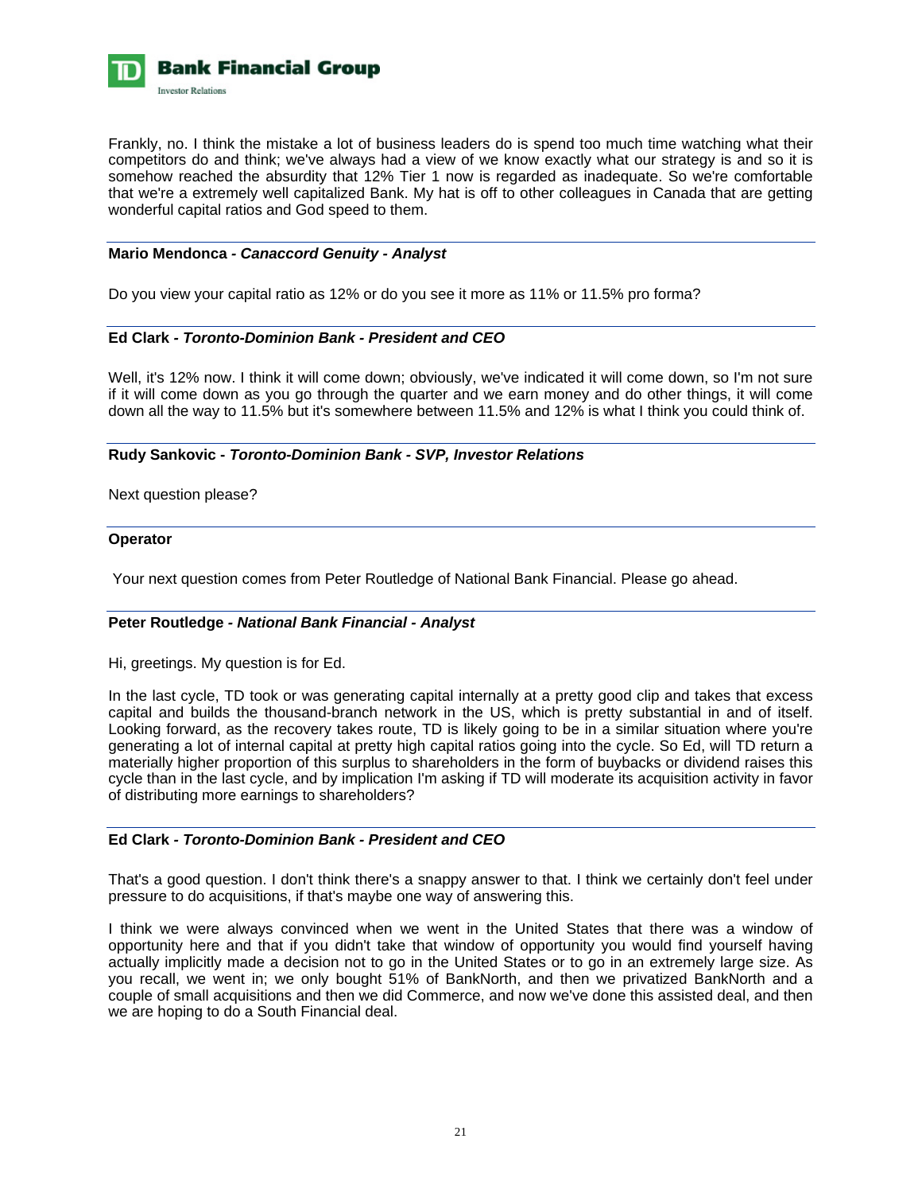Frankly, no. I think the mistake a lot of business leaders do is spend too much time watching what their competitors do and think; we've always had a view of we know exactly what our strategy is and so it is somehow reached the absurdity that 12% Tier 1 now is regarded as inadequate. So we're comfortable that we're a extremely well capitalized Bank. My hat is off to other colleagues in Canada that are getting wonderful capital ratios and God speed to them.

---

**Mario Mendonca - *Canaccord Genuity - Analyst***

Do you view your capital ratio as 12% or do you see it more as 11% or 11.5% pro forma?

---

**Ed Clark - *Toronto-Dominion Bank - President and CEO***

Well, it's 12% now. I think it will come down; obviously, we've indicated it will come down, so I'm not sure if it will come down as you go through the quarter and we earn money and do other things, it will come down all the way to 11.5% but it's somewhere between 11.5% and 12% is what I think you could think of.

---

**Rudy Sankovic - *Toronto-Dominion Bank - SVP, Investor Relations***

Next question please?

---

**Operator**

Your next question comes from Peter Routledge of National Bank Financial. Please go ahead.

---

**Peter Routledge - *National Bank Financial - Analyst***

Hi, greetings. My question is for Ed.

In the last cycle, TD took or was generating capital internally at a pretty good clip and takes that excess capital and builds the thousand-branch network in the US, which is pretty substantial in and of itself. Looking forward, as the recovery takes route, TD is likely going to be in a similar situation where you're generating a lot of internal capital at pretty high capital ratios going into the cycle. So Ed, will TD return a materially higher proportion of this surplus to shareholders in the form of buybacks or dividend raises this cycle than in the last cycle, and by implication I'm asking if TD will moderate its acquisition activity in favor of distributing more earnings to shareholders?

---

**Ed Clark - *Toronto-Dominion Bank - President and CEO***

That's a good question. I don't think there's a snappy answer to that. I think we certainly don't feel under pressure to do acquisitions, if that's maybe one way of answering this.

I think we were always convinced when we went in the United States that there was a window of opportunity here and that if you didn't take that window of opportunity you would find yourself having actually implicitly made a decision not to go in the United States or to go in an extremely large size. As you recall, we went in; we only bought 51% of BankNorth, and then we privatized BankNorth and a couple of small acquisitions and then we did Commerce, and now we've done this assisted deal, and then we are hoping to do a South Financial deal.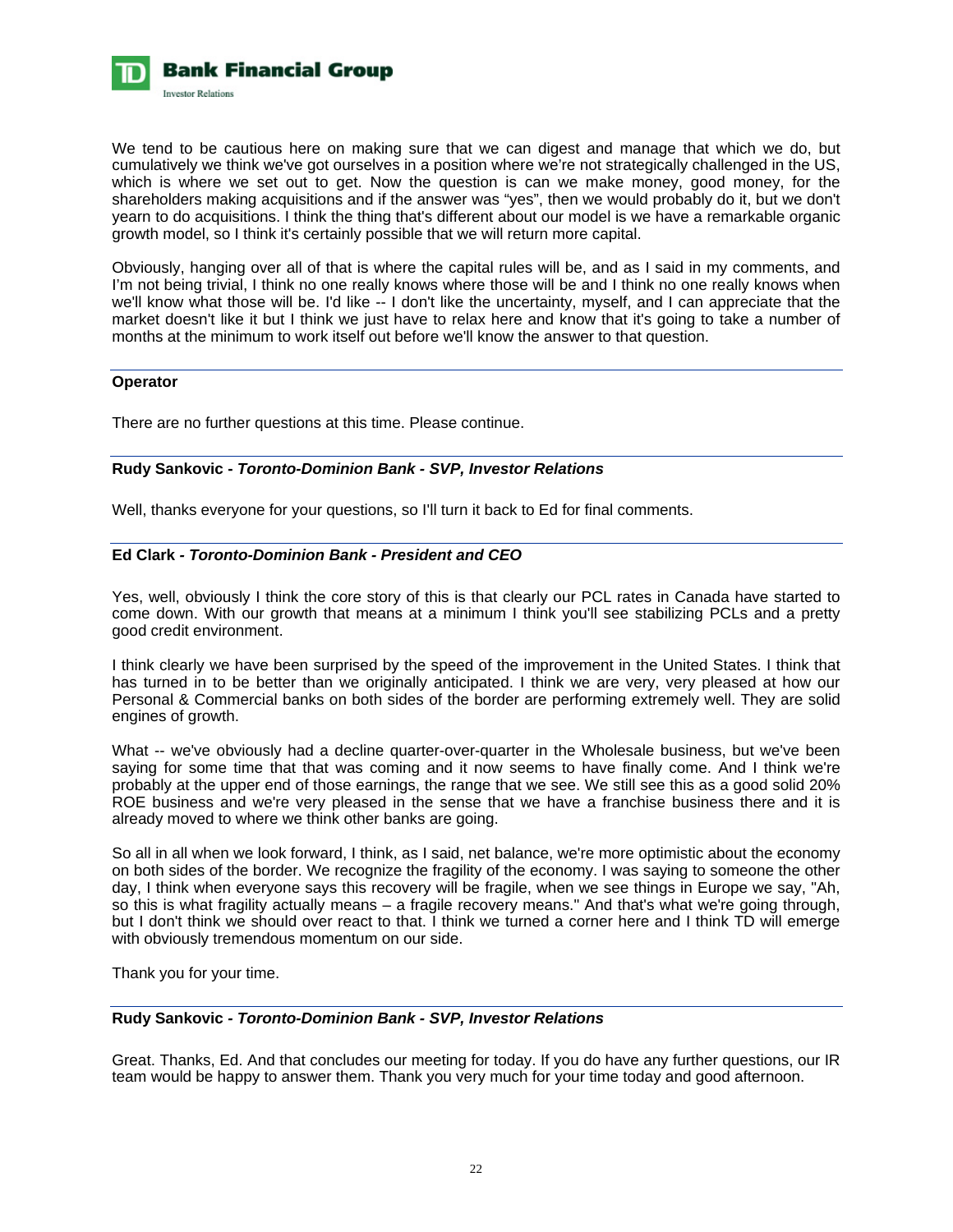We tend to be cautious here on making sure that we can digest and manage that which we do, but cumulatively we think we've got ourselves in a position where we're not strategically challenged in the US, which is where we set out to get. Now the question is can we make money, good money, for the shareholders making acquisitions and if the answer was "yes", then we would probably do it, but we don't yearn to do acquisitions. I think the thing that's different about our model is we have a remarkable organic growth model, so I think it's certainly possible that we will return more capital.

Obviously, hanging over all of that is where the capital rules will be, and as I said in my comments, and I'm not being trivial, I think no one really knows where those will be and I think no one really knows when we'll know what those will be. I'd like -- I don't like the uncertainty, myself, and I can appreciate that the market doesn't like it but I think we just have to relax here and know that it's going to take a number of months at the minimum to work itself out before we'll know the answer to that question.

**Operator**

There are no further questions at this time. Please continue.

**Rudy Sankovic - *Toronto-Dominion Bank - SVP, Investor Relations***

Well, thanks everyone for your questions, so I'll turn it back to Ed for final comments.

**Ed Clark - *Toronto-Dominion Bank - President and CEO***

Yes, well, obviously I think the core story of this is that clearly our PCL rates in Canada have started to come down. With our growth that means at a minimum I think you'll see stabilizing PCLs and a pretty good credit environment.

I think clearly we have been surprised by the speed of the improvement in the United States. I think that has turned in to be better than we originally anticipated. I think we are very, very pleased at how our Personal & Commercial banks on both sides of the border are performing extremely well. They are solid engines of growth.

What -- we've obviously had a decline quarter-over-quarter in the Wholesale business, but we've been saying for some time that that was coming and it now seems to have finally come. And I think we're probably at the upper end of those earnings, the range that we see. We still see this as a good solid 20% ROE business and we're very pleased in the sense that we have a franchise business there and it is already moved to where we think other banks are going.

So all in all when we look forward, I think, as I said, net balance, we're more optimistic about the economy on both sides of the border. We recognize the fragility of the economy. I was saying to someone the other day, I think when everyone says this recovery will be fragile, when we see things in Europe we say, "Ah, so this is what fragility actually means – a fragile recovery means." And that's what we're going through, but I don't think we should over react to that. I think we turned a corner here and I think TD will emerge with obviously tremendous momentum on our side.

Thank you for your time.

**Rudy Sankovic - *Toronto-Dominion Bank - SVP, Investor Relations***

Great. Thanks, Ed. And that concludes our meeting for today. If you do have any further questions, our IR team would be happy to answer them. Thank you very much for your time today and good afternoon.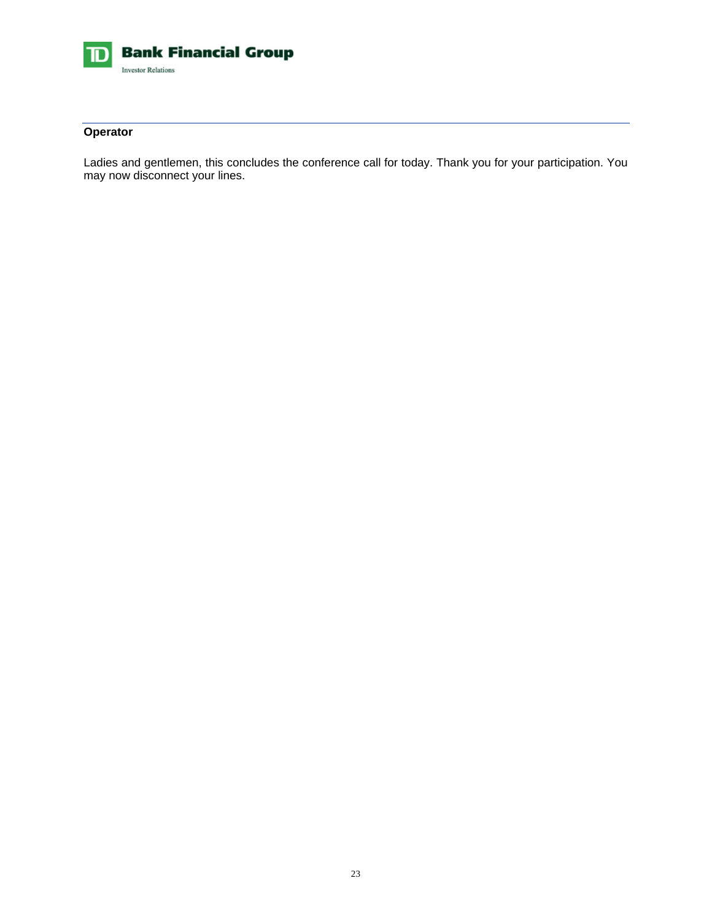**Operator**

Ladies and gentlemen, this concludes the conference call for today. Thank you for your participation. You may now disconnect your lines.